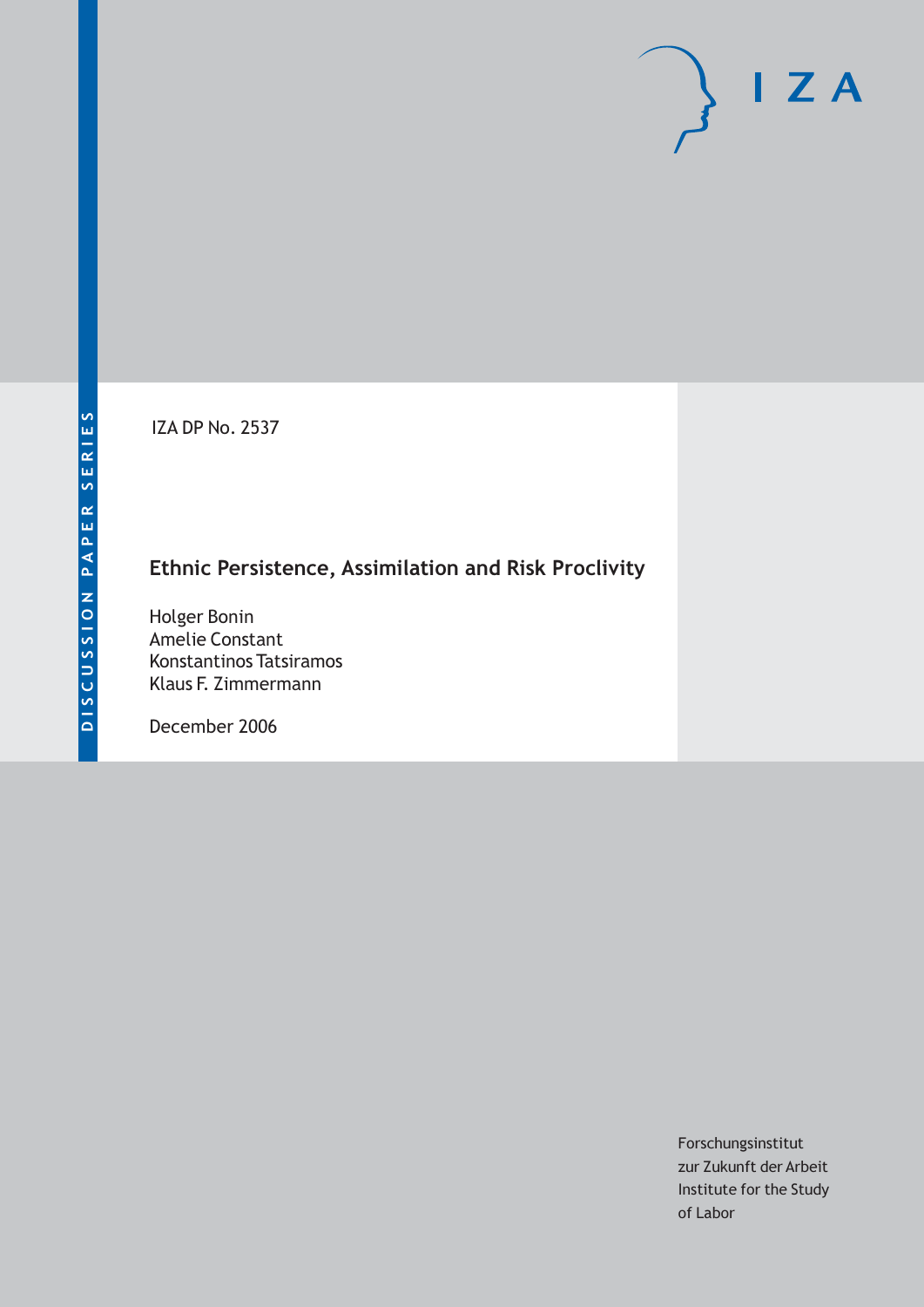DISCUSSION PAPER SERIES

IZA DP No. 2537

# Ethnic Persistence, Assimilation and Risk Proclivity

Holger Bonin
Amelie Constant
Konstantinos Tatsiramos
Klaus F. Zimmermann

December 2006

Forschungsinstitut
zur Zukunft der Arbeit
Institute for the Study
of Labor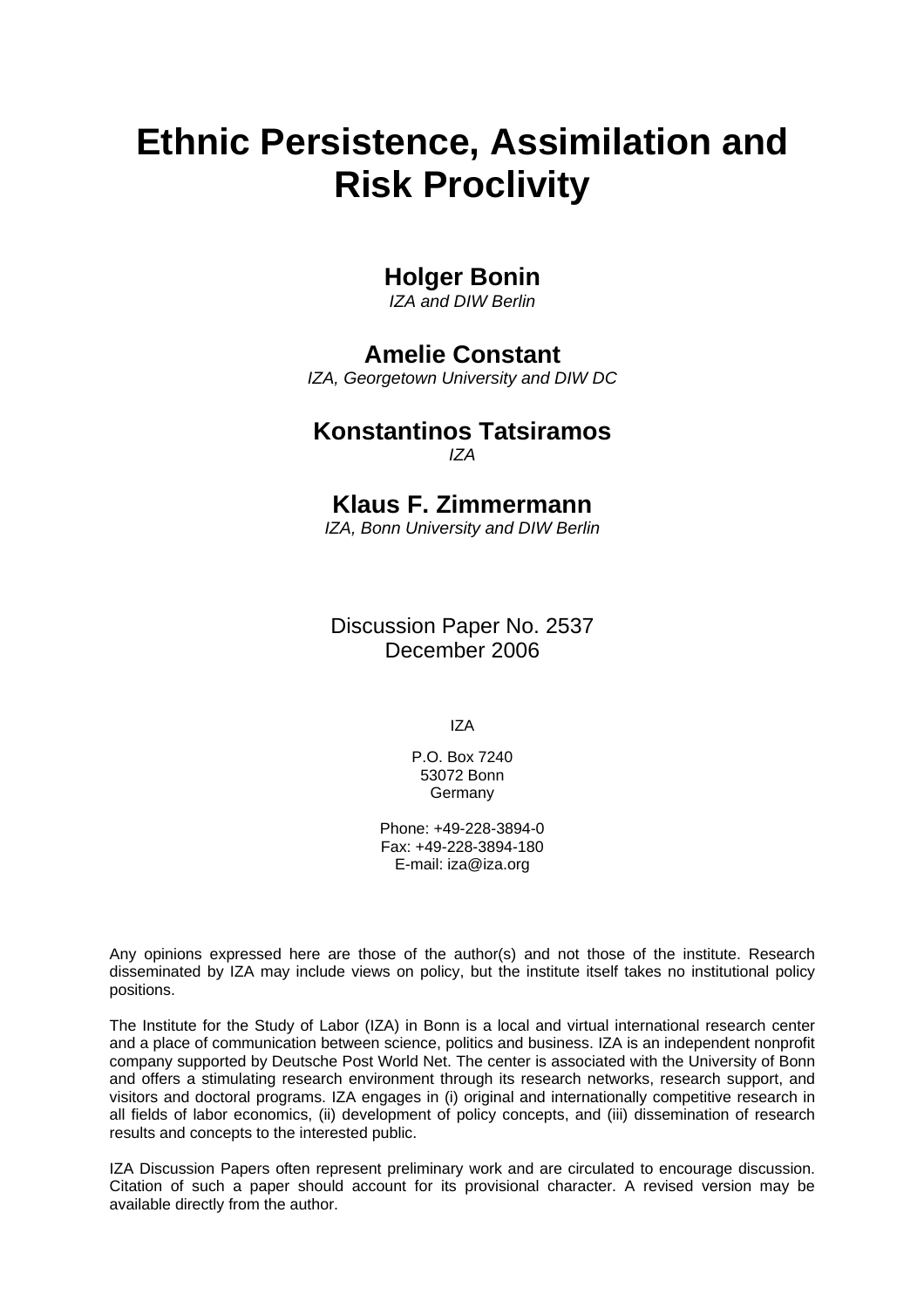# Ethnic Persistence, Assimilation and Risk Proclivity

**Holger Bonin**
*IZA and DIW Berlin*

**Amelie Constant**
*IZA, Georgetown University and DIW DC*

**Konstantinos Tatsiramos**
*IZA*

**Klaus F. Zimmermann**
*IZA, Bonn University and DIW Berlin*

Discussion Paper No. 2537
December 2006

IZA

P.O. Box 7240
53072 Bonn
Germany

Phone: +49-228-3894-0
Fax: +49-228-3894-180
E-mail: iza@iza.org

Any opinions expressed here are those of the author(s) and not those of the institute. Research disseminated by IZA may include views on policy, but the institute itself takes no institutional policy positions.

The Institute for the Study of Labor (IZA) in Bonn is a local and virtual international research center and a place of communication between science, politics and business. IZA is an independent nonprofit company supported by Deutsche Post World Net. The center is associated with the University of Bonn and offers a stimulating research environment through its research networks, research support, and visitors and doctoral programs. IZA engages in (i) original and internationally competitive research in all fields of labor economics, (ii) development of policy concepts, and (iii) dissemination of research results and concepts to the interested public.

IZA Discussion Papers often represent preliminary work and are circulated to encourage discussion. Citation of such a paper should account for its provisional character. A revised version may be available directly from the author.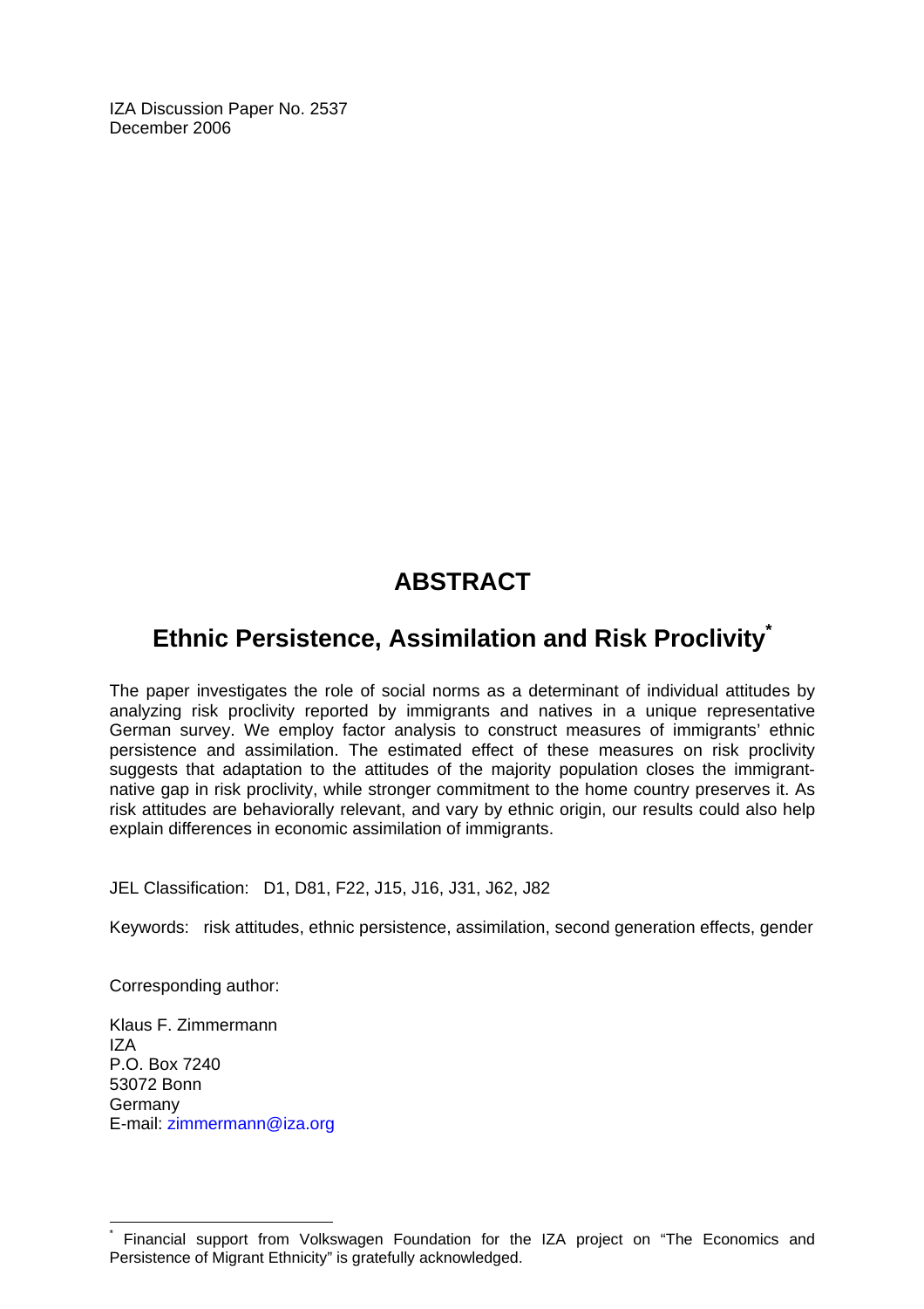IZA Discussion Paper No. 2537
December 2006

# ABSTRACT

## Ethnic Persistence, Assimilation and Risk Proclivity[*]

The paper investigates the role of social norms as a determinant of individual attitudes by analyzing risk proclivity reported by immigrants and natives in a unique representative German survey. We employ factor analysis to construct measures of immigrants' ethnic persistence and assimilation. The estimated effect of these measures on risk proclivity suggests that adaptation to the attitudes of the majority population closes the immigrant-native gap in risk proclivity, while stronger commitment to the home country preserves it. As risk attitudes are behaviorally relevant, and vary by ethnic origin, our results could also help explain differences in economic assimilation of immigrants.

JEL Classification: D1, D81, F22, J15, J16, J31, J62, J82

Keywords: risk attitudes, ethnic persistence, assimilation, second generation effects, gender

Corresponding author:

Klaus F. Zimmermann
IZA
P.O. Box 7240
53072 Bonn
Germany
E-mail: zimmermann@iza.org

[*] Financial support from Volkswagen Foundation for the IZA project on "The Economics and Persistence of Migrant Ethnicity" is gratefully acknowledged.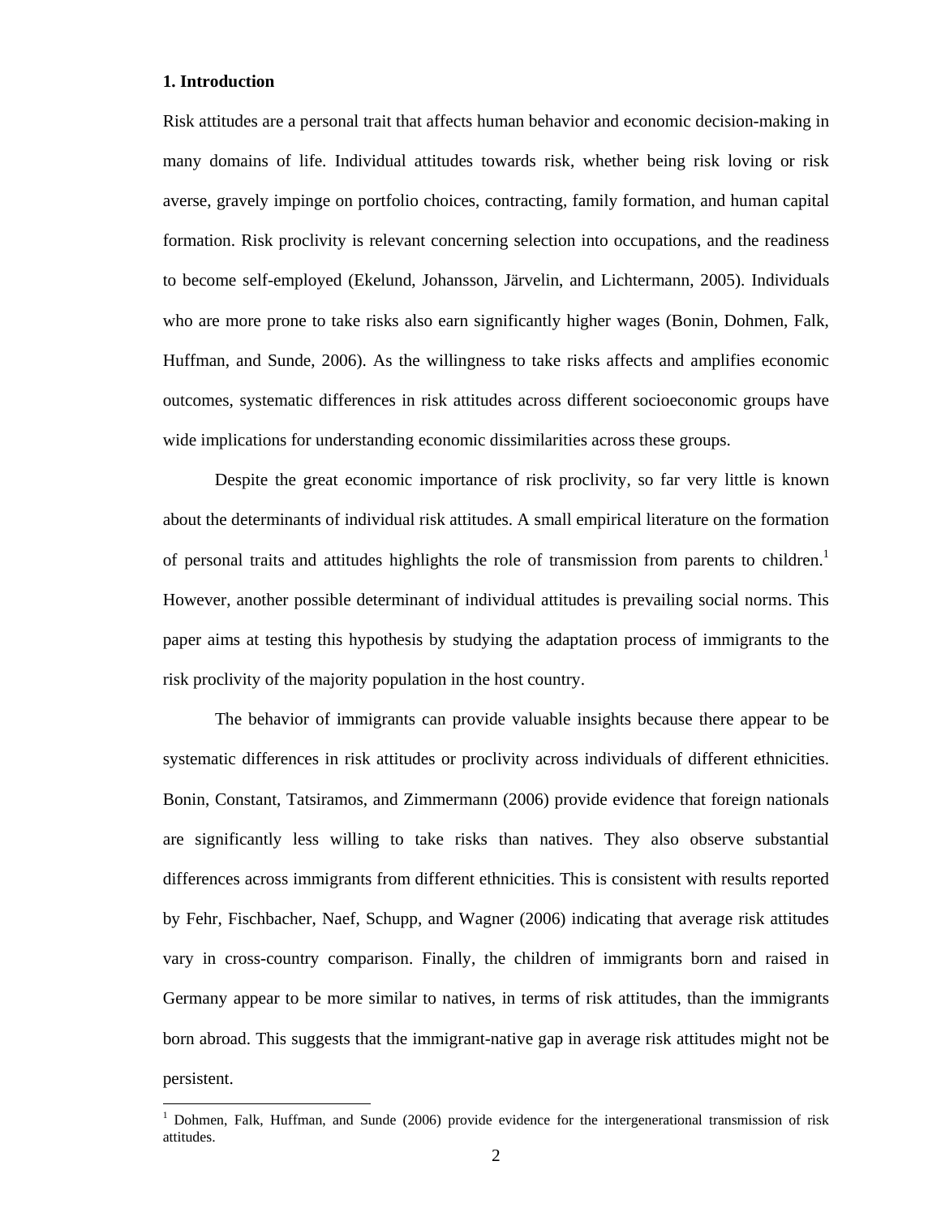## 1. Introduction

Risk attitudes are a personal trait that affects human behavior and economic decision-making in many domains of life. Individual attitudes towards risk, whether being risk loving or risk averse, gravely impinge on portfolio choices, contracting, family formation, and human capital formation. Risk proclivity is relevant concerning selection into occupations, and the readiness to become self-employed (Ekelund, Johansson, Järvelin, and Lichtermann, 2005). Individuals who are more prone to take risks also earn significantly higher wages (Bonin, Dohmen, Falk, Huffman, and Sunde, 2006). As the willingness to take risks affects and amplifies economic outcomes, systematic differences in risk attitudes across different socioeconomic groups have wide implications for understanding economic dissimilarities across these groups.

Despite the great economic importance of risk proclivity, so far very little is known about the determinants of individual risk attitudes. A small empirical literature on the formation of personal traits and attitudes highlights the role of transmission from parents to children.[1] However, another possible determinant of individual attitudes is prevailing social norms. This paper aims at testing this hypothesis by studying the adaptation process of immigrants to the risk proclivity of the majority population in the host country.

The behavior of immigrants can provide valuable insights because there appear to be systematic differences in risk attitudes or proclivity across individuals of different ethnicities. Bonin, Constant, Tatsiramos, and Zimmermann (2006) provide evidence that foreign nationals are significantly less willing to take risks than natives. They also observe substantial differences across immigrants from different ethnicities. This is consistent with results reported by Fehr, Fischbacher, Naef, Schupp, and Wagner (2006) indicating that average risk attitudes vary in cross-country comparison. Finally, the children of immigrants born and raised in Germany appear to be more similar to natives, in terms of risk attitudes, than the immigrants born abroad. This suggests that the immigrant-native gap in average risk attitudes might not be persistent.

[1] Dohmen, Falk, Huffman, and Sunde (2006) provide evidence for the intergenerational transmission of risk attitudes.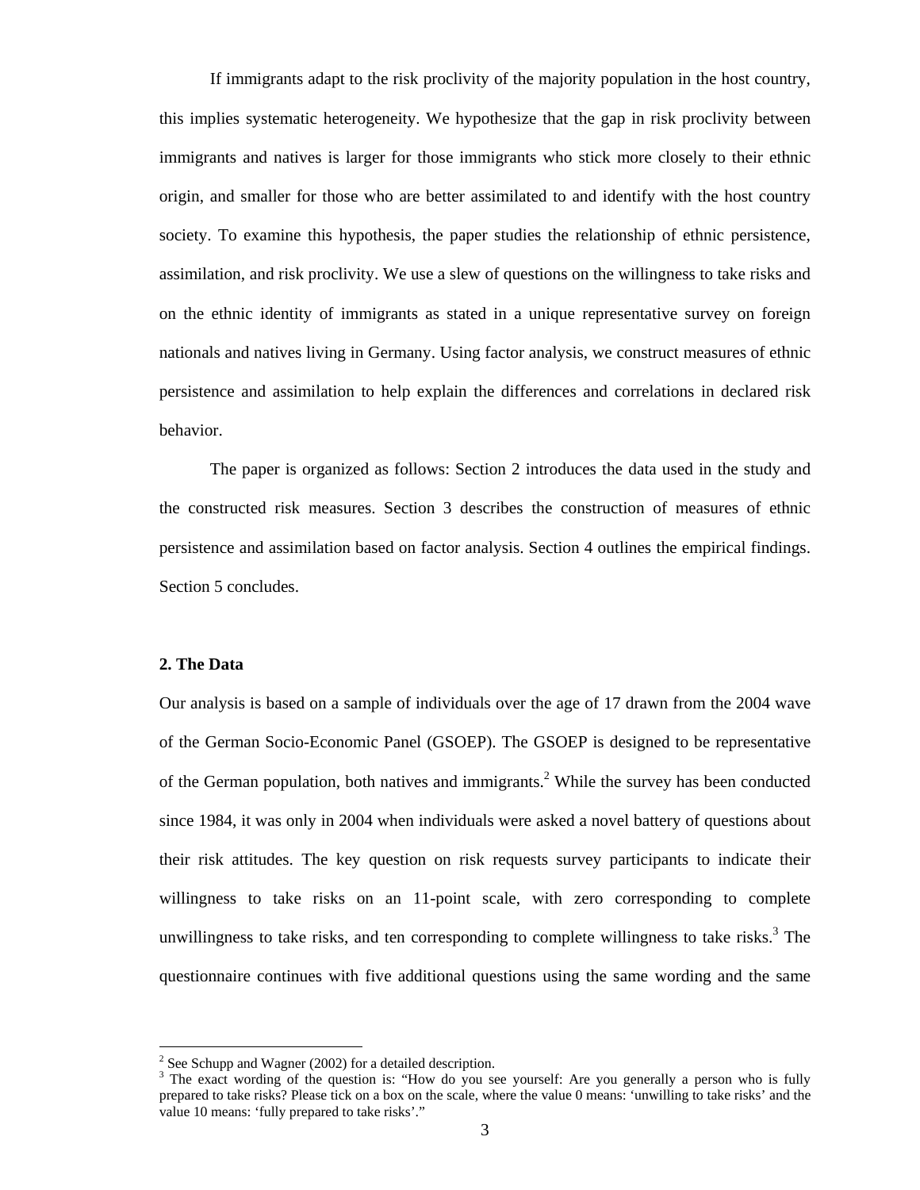If immigrants adapt to the risk proclivity of the majority population in the host country, this implies systematic heterogeneity. We hypothesize that the gap in risk proclivity between immigrants and natives is larger for those immigrants who stick more closely to their ethnic origin, and smaller for those who are better assimilated to and identify with the host country society. To examine this hypothesis, the paper studies the relationship of ethnic persistence, assimilation, and risk proclivity. We use a slew of questions on the willingness to take risks and on the ethnic identity of immigrants as stated in a unique representative survey on foreign nationals and natives living in Germany. Using factor analysis, we construct measures of ethnic persistence and assimilation to help explain the differences and correlations in declared risk behavior.

The paper is organized as follows: Section 2 introduces the data used in the study and the constructed risk measures. Section 3 describes the construction of measures of ethnic persistence and assimilation based on factor analysis. Section 4 outlines the empirical findings. Section 5 concludes.

## 2. The Data

Our analysis is based on a sample of individuals over the age of 17 drawn from the 2004 wave of the German Socio-Economic Panel (GSOEP). The GSOEP is designed to be representative of the German population, both natives and immigrants.[2] While the survey has been conducted since 1984, it was only in 2004 when individuals were asked a novel battery of questions about their risk attitudes. The key question on risk requests survey participants to indicate their willingness to take risks on an 11-point scale, with zero corresponding to complete unwillingness to take risks, and ten corresponding to complete willingness to take risks.[3] The questionnaire continues with five additional questions using the same wording and the same

---

[2] See Schupp and Wagner (2002) for a detailed description.

[3] The exact wording of the question is: "How do you see yourself: Are you generally a person who is fully prepared to take risks? Please tick on a box on the scale, where the value 0 means: 'unwilling to take risks' and the value 10 means: 'fully prepared to take risks'."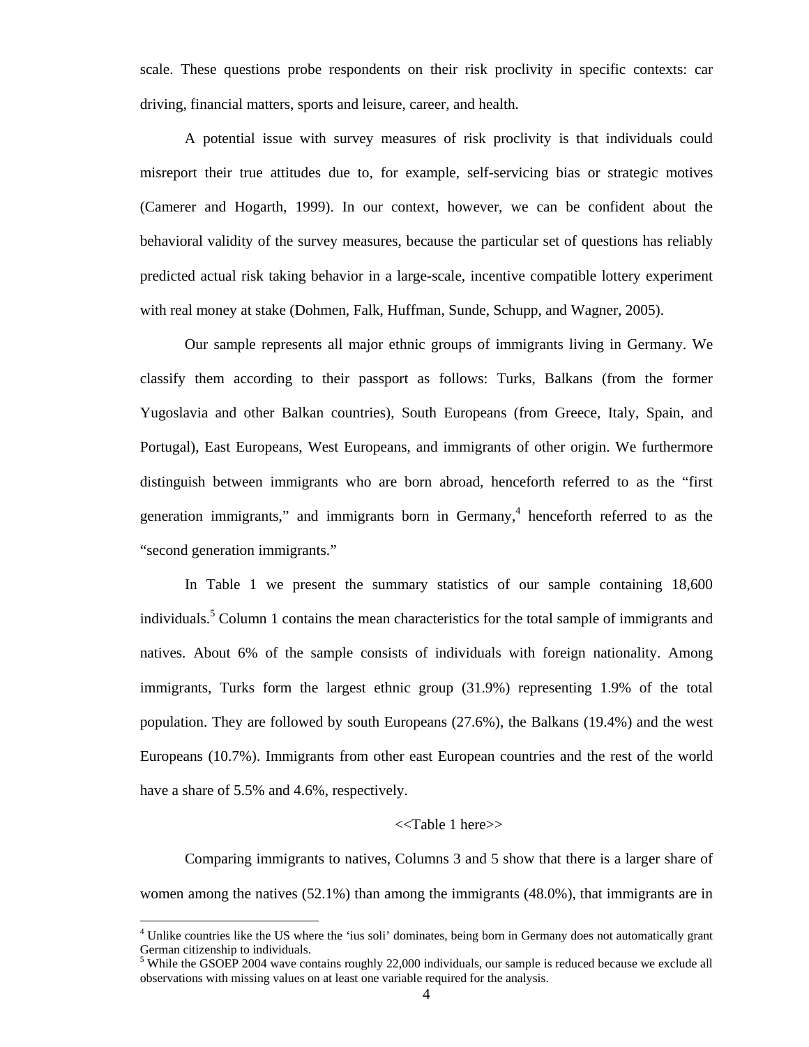scale. These questions probe respondents on their risk proclivity in specific contexts: car driving, financial matters, sports and leisure, career, and health.

A potential issue with survey measures of risk proclivity is that individuals could misreport their true attitudes due to, for example, self-servicing bias or strategic motives (Camerer and Hogarth, 1999). In our context, however, we can be confident about the behavioral validity of the survey measures, because the particular set of questions has reliably predicted actual risk taking behavior in a large-scale, incentive compatible lottery experiment with real money at stake (Dohmen, Falk, Huffman, Sunde, Schupp, and Wagner, 2005).

Our sample represents all major ethnic groups of immigrants living in Germany. We classify them according to their passport as follows: Turks, Balkans (from the former Yugoslavia and other Balkan countries), South Europeans (from Greece, Italy, Spain, and Portugal), East Europeans, West Europeans, and immigrants of other origin. We furthermore distinguish between immigrants who are born abroad, henceforth referred to as the "first generation immigrants," and immigrants born in Germany,[4] henceforth referred to as the "second generation immigrants."

In Table 1 we present the summary statistics of our sample containing 18,600 individuals.[5] Column 1 contains the mean characteristics for the total sample of immigrants and natives. About 6% of the sample consists of individuals with foreign nationality. Among immigrants, Turks form the largest ethnic group (31.9%) representing 1.9% of the total population. They are followed by south Europeans (27.6%), the Balkans (19.4%) and the west Europeans (10.7%). Immigrants from other east European countries and the rest of the world have a share of 5.5% and 4.6%, respectively.

<<Table 1 here>>

Comparing immigrants to natives, Columns 3 and 5 show that there is a larger share of women among the natives (52.1%) than among the immigrants (48.0%), that immigrants are in

---

[4] Unlike countries like the US where the 'ius soli' dominates, being born in Germany does not automatically grant German citizenship to individuals.

[5] While the GSOEP 2004 wave contains roughly 22,000 individuals, our sample is reduced because we exclude all observations with missing values on at least one variable required for the analysis.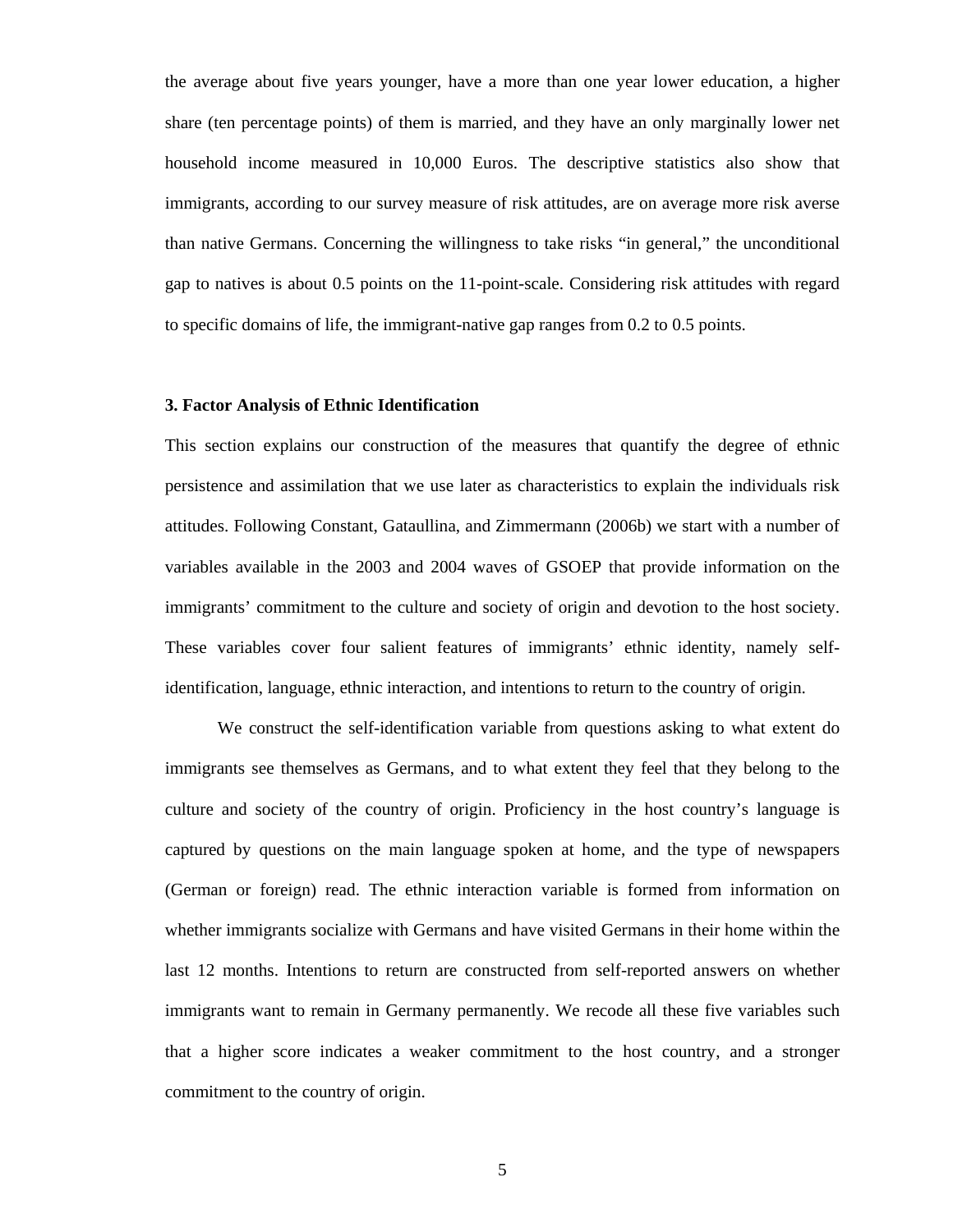the average about five years younger, have a more than one year lower education, a higher share (ten percentage points) of them is married, and they have an only marginally lower net household income measured in 10,000 Euros. The descriptive statistics also show that immigrants, according to our survey measure of risk attitudes, are on average more risk averse than native Germans. Concerning the willingness to take risks "in general," the unconditional gap to natives is about 0.5 points on the 11-point-scale. Considering risk attitudes with regard to specific domains of life, the immigrant-native gap ranges from 0.2 to 0.5 points.

### 3. Factor Analysis of Ethnic Identification

This section explains our construction of the measures that quantify the degree of ethnic persistence and assimilation that we use later as characteristics to explain the individuals risk attitudes. Following Constant, Gataullina, and Zimmermann (2006b) we start with a number of variables available in the 2003 and 2004 waves of GSOEP that provide information on the immigrants' commitment to the culture and society of origin and devotion to the host society. These variables cover four salient features of immigrants' ethnic identity, namely self-identification, language, ethnic interaction, and intentions to return to the country of origin.

We construct the self-identification variable from questions asking to what extent do immigrants see themselves as Germans, and to what extent they feel that they belong to the culture and society of the country of origin. Proficiency in the host country's language is captured by questions on the main language spoken at home, and the type of newspapers (German or foreign) read. The ethnic interaction variable is formed from information on whether immigrants socialize with Germans and have visited Germans in their home within the last 12 months. Intentions to return are constructed from self-reported answers on whether immigrants want to remain in Germany permanently. We recode all these five variables such that a higher score indicates a weaker commitment to the host country, and a stronger commitment to the country of origin.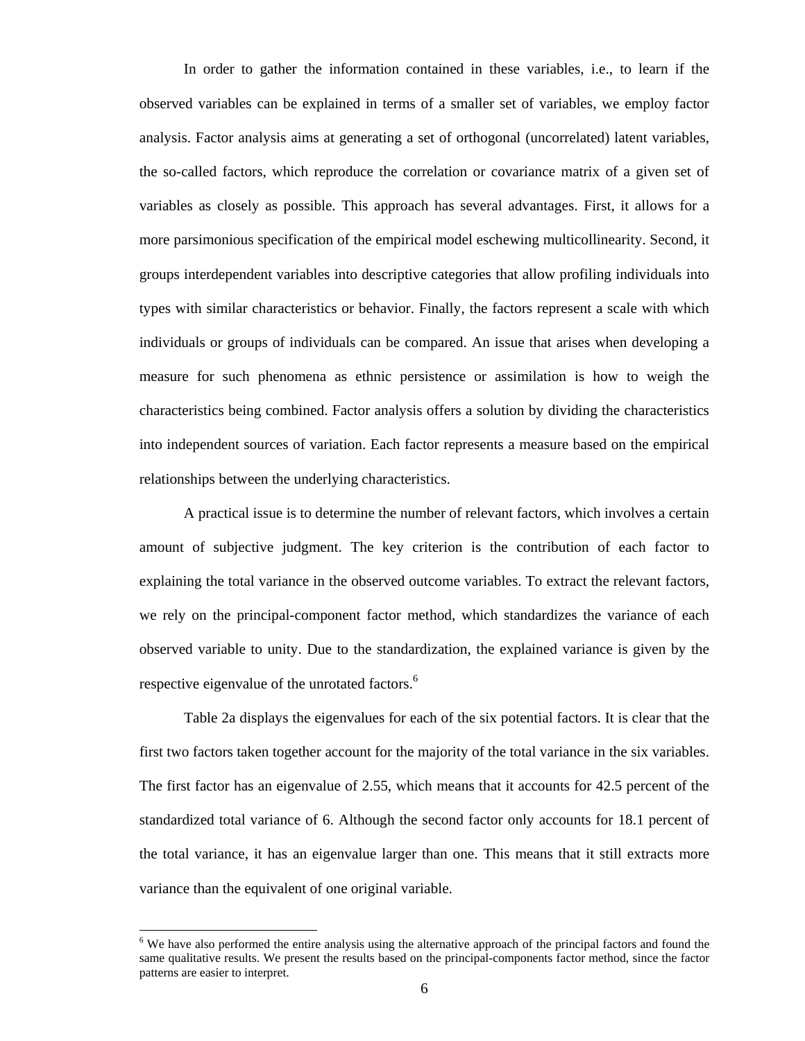In order to gather the information contained in these variables, i.e., to learn if the observed variables can be explained in terms of a smaller set of variables, we employ factor analysis. Factor analysis aims at generating a set of orthogonal (uncorrelated) latent variables, the so-called factors, which reproduce the correlation or covariance matrix of a given set of variables as closely as possible. This approach has several advantages. First, it allows for a more parsimonious specification of the empirical model eschewing multicollinearity. Second, it groups interdependent variables into descriptive categories that allow profiling individuals into types with similar characteristics or behavior. Finally, the factors represent a scale with which individuals or groups of individuals can be compared. An issue that arises when developing a measure for such phenomena as ethnic persistence or assimilation is how to weigh the characteristics being combined. Factor analysis offers a solution by dividing the characteristics into independent sources of variation. Each factor represents a measure based on the empirical relationships between the underlying characteristics.

A practical issue is to determine the number of relevant factors, which involves a certain amount of subjective judgment. The key criterion is the contribution of each factor to explaining the total variance in the observed outcome variables. To extract the relevant factors, we rely on the principal-component factor method, which standardizes the variance of each observed variable to unity. Due to the standardization, the explained variance is given by the respective eigenvalue of the unrotated factors.[6]

Table 2a displays the eigenvalues for each of the six potential factors. It is clear that the first two factors taken together account for the majority of the total variance in the six variables. The first factor has an eigenvalue of 2.55, which means that it accounts for 42.5 percent of the standardized total variance of 6. Although the second factor only accounts for 18.1 percent of the total variance, it has an eigenvalue larger than one. This means that it still extracts more variance than the equivalent of one original variable.

[6] We have also performed the entire analysis using the alternative approach of the principal factors and found the same qualitative results. We present the results based on the principal-components factor method, since the factor patterns are easier to interpret.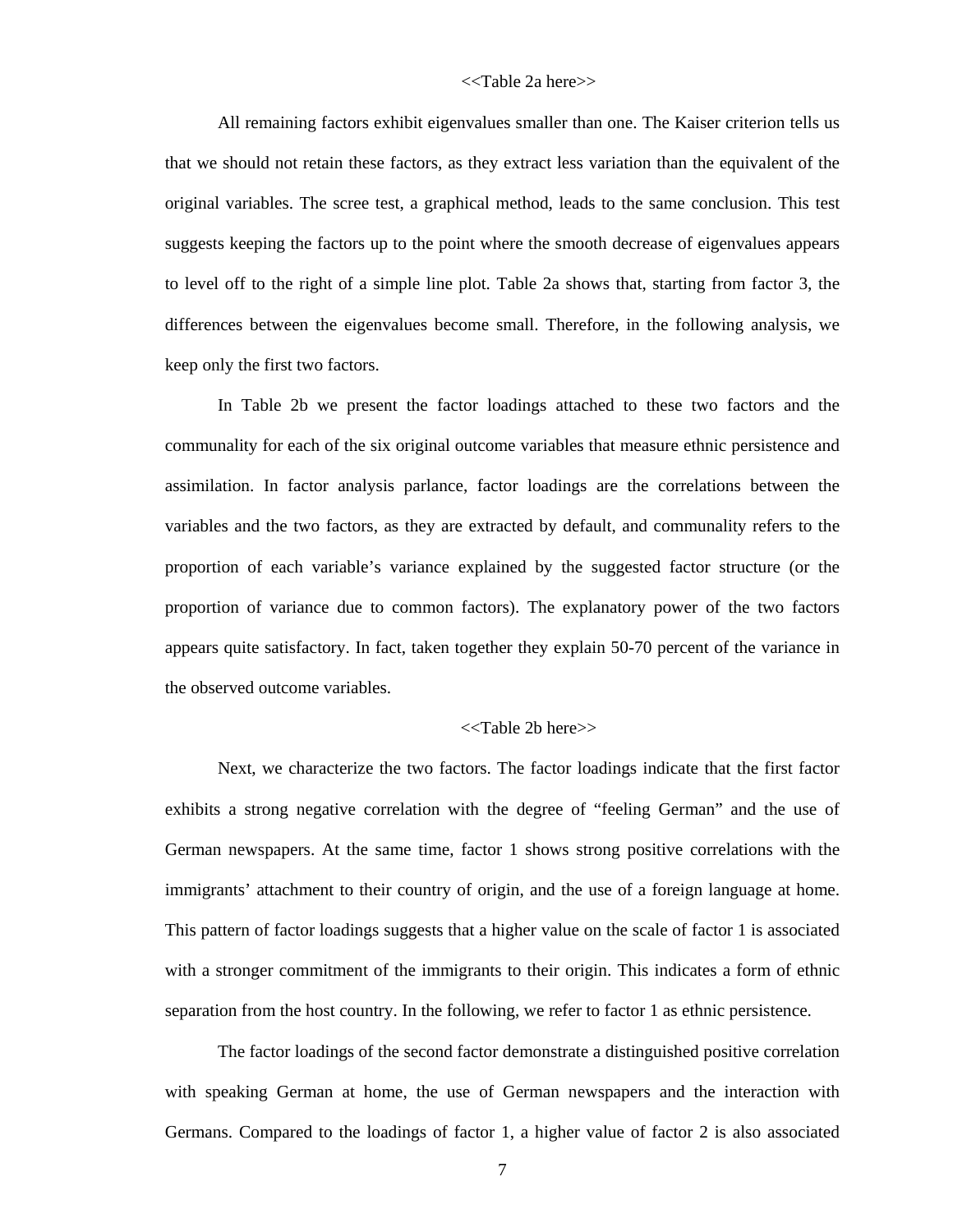<<Table 2a here>>

All remaining factors exhibit eigenvalues smaller than one. The Kaiser criterion tells us that we should not retain these factors, as they extract less variation than the equivalent of the original variables. The scree test, a graphical method, leads to the same conclusion. This test suggests keeping the factors up to the point where the smooth decrease of eigenvalues appears to level off to the right of a simple line plot. Table 2a shows that, starting from factor 3, the differences between the eigenvalues become small. Therefore, in the following analysis, we keep only the first two factors.

In Table 2b we present the factor loadings attached to these two factors and the communality for each of the six original outcome variables that measure ethnic persistence and assimilation. In factor analysis parlance, factor loadings are the correlations between the variables and the two factors, as they are extracted by default, and communality refers to the proportion of each variable's variance explained by the suggested factor structure (or the proportion of variance due to common factors). The explanatory power of the two factors appears quite satisfactory. In fact, taken together they explain 50-70 percent of the variance in the observed outcome variables.

<<Table 2b here>>

Next, we characterize the two factors. The factor loadings indicate that the first factor exhibits a strong negative correlation with the degree of "feeling German" and the use of German newspapers. At the same time, factor 1 shows strong positive correlations with the immigrants' attachment to their country of origin, and the use of a foreign language at home. This pattern of factor loadings suggests that a higher value on the scale of factor 1 is associated with a stronger commitment of the immigrants to their origin. This indicates a form of ethnic separation from the host country. In the following, we refer to factor 1 as ethnic persistence.

The factor loadings of the second factor demonstrate a distinguished positive correlation with speaking German at home, the use of German newspapers and the interaction with Germans. Compared to the loadings of factor 1, a higher value of factor 2 is also associated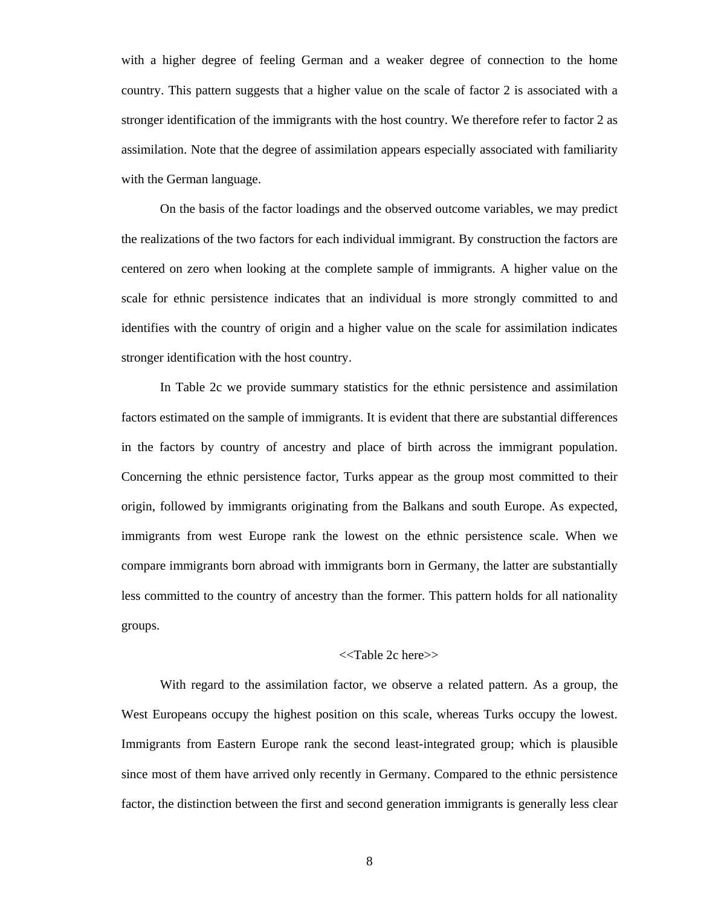with a higher degree of feeling German and a weaker degree of connection to the home country. This pattern suggests that a higher value on the scale of factor 2 is associated with a stronger identification of the immigrants with the host country. We therefore refer to factor 2 as assimilation. Note that the degree of assimilation appears especially associated with familiarity with the German language.

On the basis of the factor loadings and the observed outcome variables, we may predict the realizations of the two factors for each individual immigrant. By construction the factors are centered on zero when looking at the complete sample of immigrants. A higher value on the scale for ethnic persistence indicates that an individual is more strongly committed to and identifies with the country of origin and a higher value on the scale for assimilation indicates stronger identification with the host country.

In Table 2c we provide summary statistics for the ethnic persistence and assimilation factors estimated on the sample of immigrants. It is evident that there are substantial differences in the factors by country of ancestry and place of birth across the immigrant population. Concerning the ethnic persistence factor, Turks appear as the group most committed to their origin, followed by immigrants originating from the Balkans and south Europe. As expected, immigrants from west Europe rank the lowest on the ethnic persistence scale. When we compare immigrants born abroad with immigrants born in Germany, the latter are substantially less committed to the country of ancestry than the former. This pattern holds for all nationality groups.

<<Table 2c here>>

With regard to the assimilation factor, we observe a related pattern. As a group, the West Europeans occupy the highest position on this scale, whereas Turks occupy the lowest. Immigrants from Eastern Europe rank the second least-integrated group; which is plausible since most of them have arrived only recently in Germany. Compared to the ethnic persistence factor, the distinction between the first and second generation immigrants is generally less clear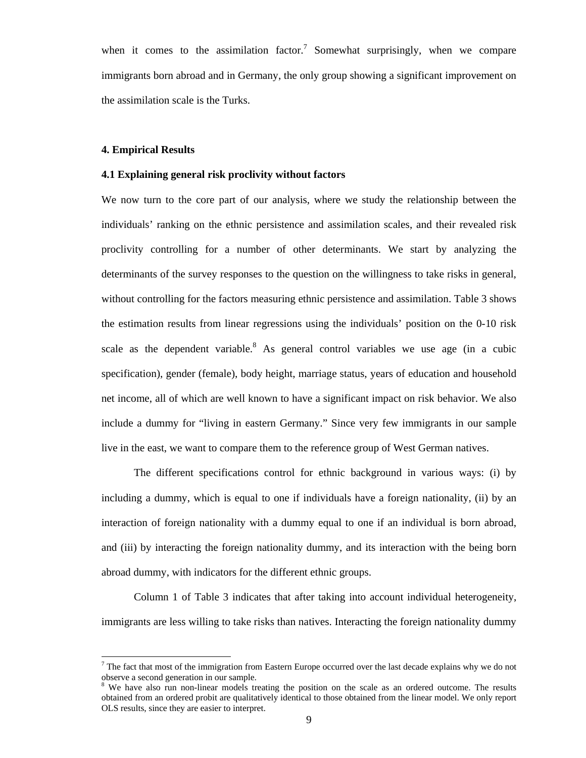when it comes to the assimilation factor.[7] Somewhat surprisingly, when we compare immigrants born abroad and in Germany, the only group showing a significant improvement on the assimilation scale is the Turks.

## 4. Empirical Results

### 4.1 Explaining general risk proclivity without factors

We now turn to the core part of our analysis, where we study the relationship between the individuals' ranking on the ethnic persistence and assimilation scales, and their revealed risk proclivity controlling for a number of other determinants. We start by analyzing the determinants of the survey responses to the question on the willingness to take risks in general, without controlling for the factors measuring ethnic persistence and assimilation. Table 3 shows the estimation results from linear regressions using the individuals' position on the 0-10 risk scale as the dependent variable.[8] As general control variables we use age (in a cubic specification), gender (female), body height, marriage status, years of education and household net income, all of which are well known to have a significant impact on risk behavior. We also include a dummy for "living in eastern Germany." Since very few immigrants in our sample live in the east, we want to compare them to the reference group of West German natives.

The different specifications control for ethnic background in various ways: (i) by including a dummy, which is equal to one if individuals have a foreign nationality, (ii) by an interaction of foreign nationality with a dummy equal to one if an individual is born abroad, and (iii) by interacting the foreign nationality dummy, and its interaction with the being born abroad dummy, with indicators for the different ethnic groups.

Column 1 of Table 3 indicates that after taking into account individual heterogeneity, immigrants are less willing to take risks than natives. Interacting the foreign nationality dummy

---

[7] The fact that most of the immigration from Eastern Europe occurred over the last decade explains why we do not observe a second generation in our sample.

[8] We have also run non-linear models treating the position on the scale as an ordered outcome. The results obtained from an ordered probit are qualitatively identical to those obtained from the linear model. We only report OLS results, since they are easier to interpret.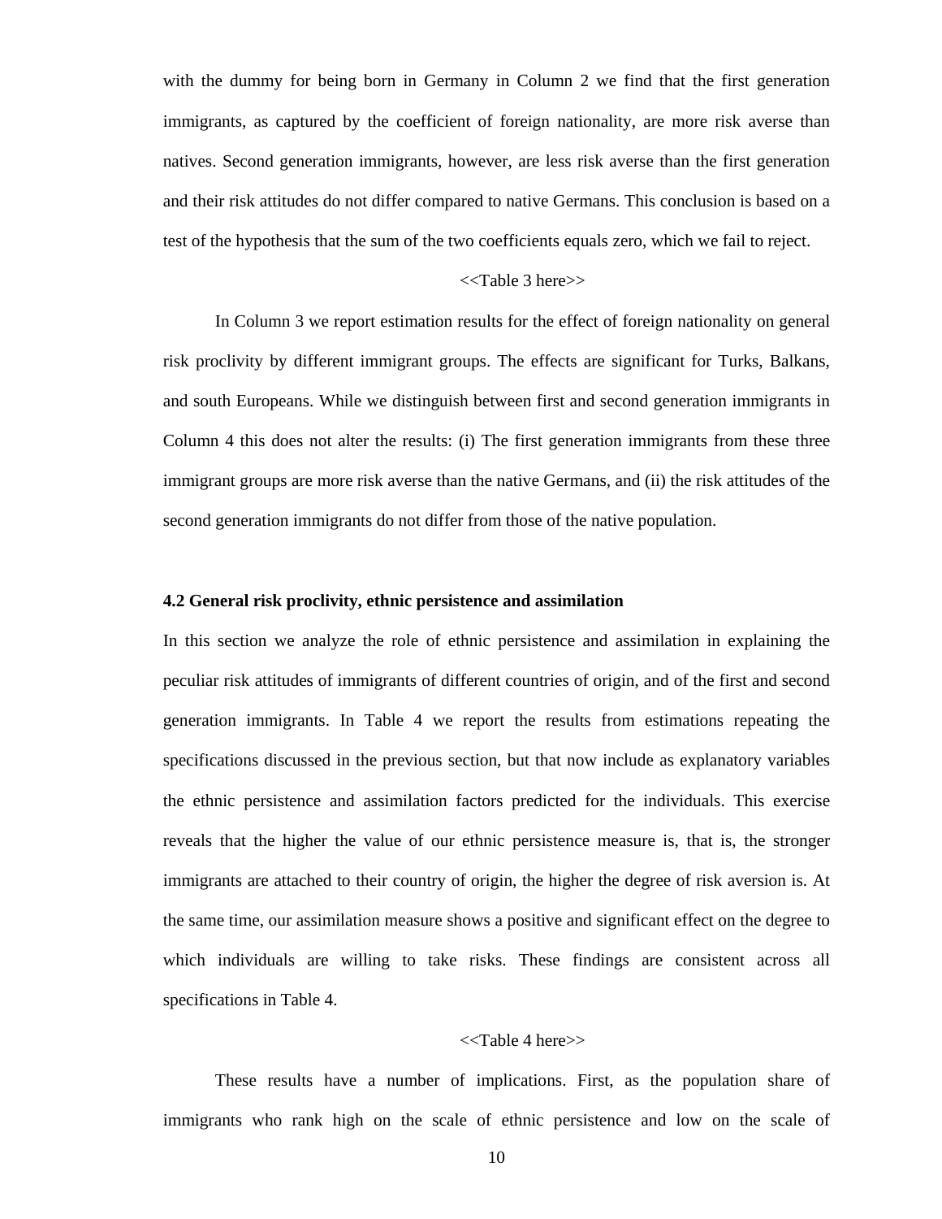with the dummy for being born in Germany in Column 2 we find that the first generation immigrants, as captured by the coefficient of foreign nationality, are more risk averse than natives. Second generation immigrants, however, are less risk averse than the first generation and their risk attitudes do not differ compared to native Germans. This conclusion is based on a test of the hypothesis that the sum of the two coefficients equals zero, which we fail to reject.

<<Table 3 here>>

In Column 3 we report estimation results for the effect of foreign nationality on general risk proclivity by different immigrant groups. The effects are significant for Turks, Balkans, and south Europeans. While we distinguish between first and second generation immigrants in Column 4 this does not alter the results: (i) The first generation immigrants from these three immigrant groups are more risk averse than the native Germans, and (ii) the risk attitudes of the second generation immigrants do not differ from those of the native population.

### 4.2 General risk proclivity, ethnic persistence and assimilation

In this section we analyze the role of ethnic persistence and assimilation in explaining the peculiar risk attitudes of immigrants of different countries of origin, and of the first and second generation immigrants. In Table 4 we report the results from estimations repeating the specifications discussed in the previous section, but that now include as explanatory variables the ethnic persistence and assimilation factors predicted for the individuals. This exercise reveals that the higher the value of our ethnic persistence measure is, that is, the stronger immigrants are attached to their country of origin, the higher the degree of risk aversion is. At the same time, our assimilation measure shows a positive and significant effect on the degree to which individuals are willing to take risks. These findings are consistent across all specifications in Table 4.

<<Table 4 here>>

These results have a number of implications. First, as the population share of immigrants who rank high on the scale of ethnic persistence and low on the scale of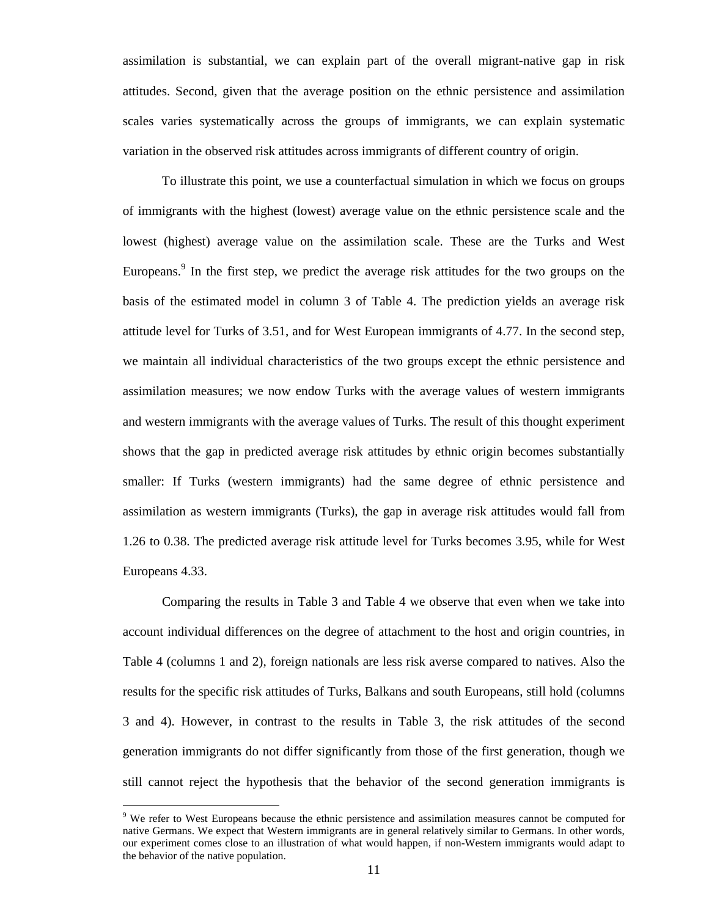assimilation is substantial, we can explain part of the overall migrant-native gap in risk attitudes. Second, given that the average position on the ethnic persistence and assimilation scales varies systematically across the groups of immigrants, we can explain systematic variation in the observed risk attitudes across immigrants of different country of origin.

To illustrate this point, we use a counterfactual simulation in which we focus on groups of immigrants with the highest (lowest) average value on the ethnic persistence scale and the lowest (highest) average value on the assimilation scale. These are the Turks and West Europeans.[9] In the first step, we predict the average risk attitudes for the two groups on the basis of the estimated model in column 3 of Table 4. The prediction yields an average risk attitude level for Turks of 3.51, and for West European immigrants of 4.77. In the second step, we maintain all individual characteristics of the two groups except the ethnic persistence and assimilation measures; we now endow Turks with the average values of western immigrants and western immigrants with the average values of Turks. The result of this thought experiment shows that the gap in predicted average risk attitudes by ethnic origin becomes substantially smaller: If Turks (western immigrants) had the same degree of ethnic persistence and assimilation as western immigrants (Turks), the gap in average risk attitudes would fall from 1.26 to 0.38. The predicted average risk attitude level for Turks becomes 3.95, while for West Europeans 4.33.

Comparing the results in Table 3 and Table 4 we observe that even when we take into account individual differences on the degree of attachment to the host and origin countries, in Table 4 (columns 1 and 2), foreign nationals are less risk averse compared to natives. Also the results for the specific risk attitudes of Turks, Balkans and south Europeans, still hold (columns 3 and 4). However, in contrast to the results in Table 3, the risk attitudes of the second generation immigrants do not differ significantly from those of the first generation, though we still cannot reject the hypothesis that the behavior of the second generation immigrants is

[9] We refer to West Europeans because the ethnic persistence and assimilation measures cannot be computed for native Germans. We expect that Western immigrants are in general relatively similar to Germans. In other words, our experiment comes close to an illustration of what would happen, if non-Western immigrants would adapt to the behavior of the native population.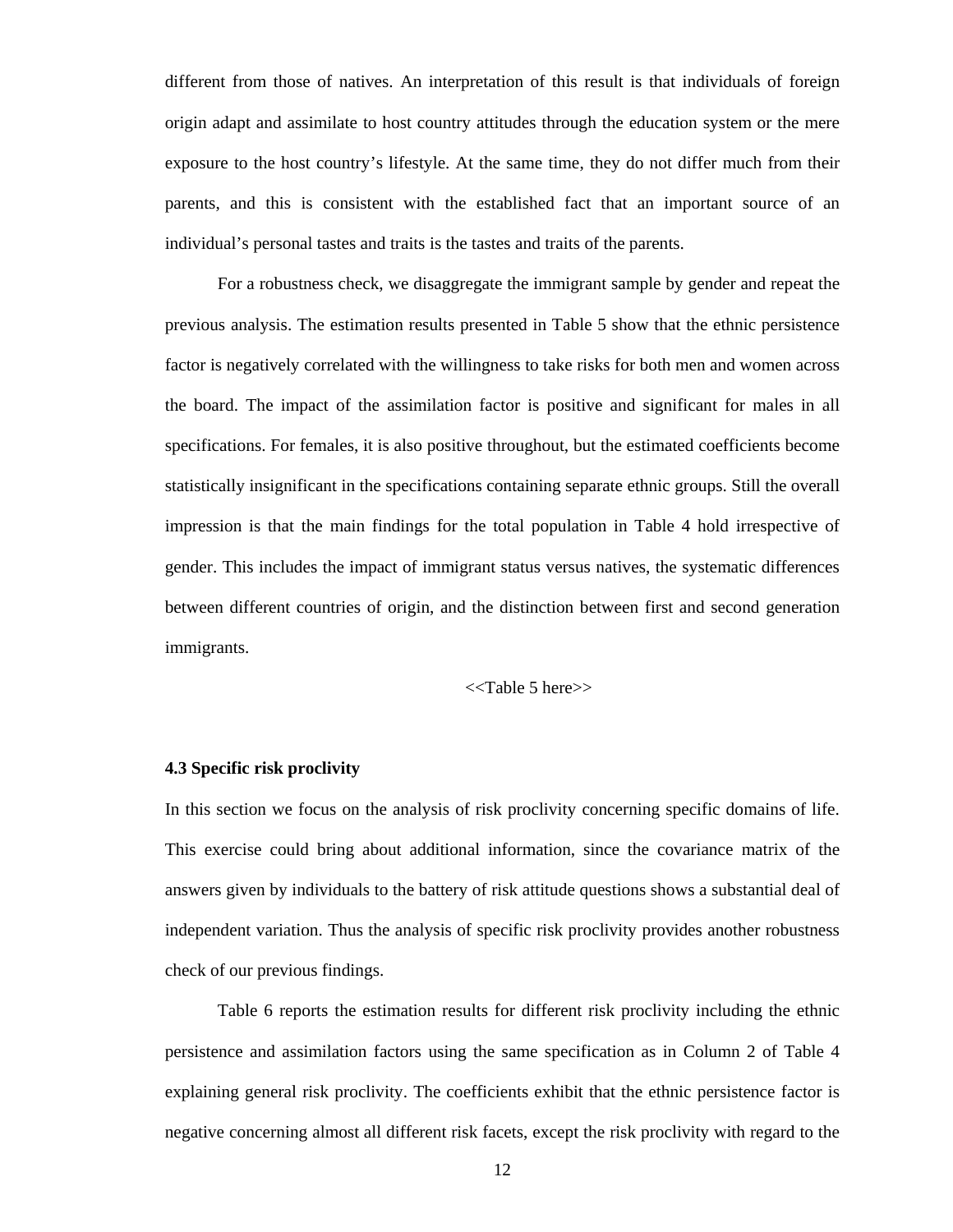different from those of natives. An interpretation of this result is that individuals of foreign origin adapt and assimilate to host country attitudes through the education system or the mere exposure to the host country's lifestyle. At the same time, they do not differ much from their parents, and this is consistent with the established fact that an important source of an individual's personal tastes and traits is the tastes and traits of the parents.

For a robustness check, we disaggregate the immigrant sample by gender and repeat the previous analysis. The estimation results presented in Table 5 show that the ethnic persistence factor is negatively correlated with the willingness to take risks for both men and women across the board. The impact of the assimilation factor is positive and significant for males in all specifications. For females, it is also positive throughout, but the estimated coefficients become statistically insignificant in the specifications containing separate ethnic groups. Still the overall impression is that the main findings for the total population in Table 4 hold irrespective of gender. This includes the impact of immigrant status versus natives, the systematic differences between different countries of origin, and the distinction between first and second generation immigrants.

<<Table 5 here>>

### 4.3 Specific risk proclivity

In this section we focus on the analysis of risk proclivity concerning specific domains of life. This exercise could bring about additional information, since the covariance matrix of the answers given by individuals to the battery of risk attitude questions shows a substantial deal of independent variation. Thus the analysis of specific risk proclivity provides another robustness check of our previous findings.

Table 6 reports the estimation results for different risk proclivity including the ethnic persistence and assimilation factors using the same specification as in Column 2 of Table 4 explaining general risk proclivity. The coefficients exhibit that the ethnic persistence factor is negative concerning almost all different risk facets, except the risk proclivity with regard to the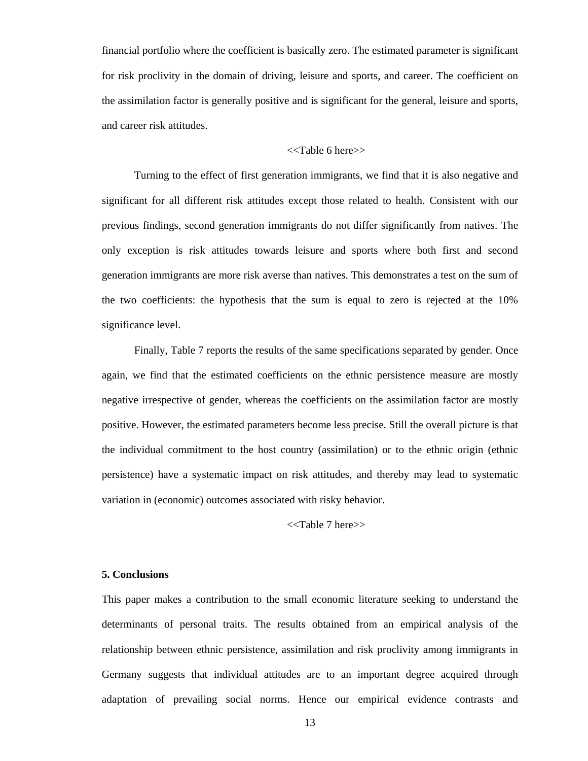financial portfolio where the coefficient is basically zero. The estimated parameter is significant for risk proclivity in the domain of driving, leisure and sports, and career. The coefficient on the assimilation factor is generally positive and is significant for the general, leisure and sports, and career risk attitudes.

<<Table 6 here>>

Turning to the effect of first generation immigrants, we find that it is also negative and significant for all different risk attitudes except those related to health. Consistent with our previous findings, second generation immigrants do not differ significantly from natives. The only exception is risk attitudes towards leisure and sports where both first and second generation immigrants are more risk averse than natives. This demonstrates a test on the sum of the two coefficients: the hypothesis that the sum is equal to zero is rejected at the 10% significance level.

Finally, Table 7 reports the results of the same specifications separated by gender. Once again, we find that the estimated coefficients on the ethnic persistence measure are mostly negative irrespective of gender, whereas the coefficients on the assimilation factor are mostly positive. However, the estimated parameters become less precise. Still the overall picture is that the individual commitment to the host country (assimilation) or to the ethnic origin (ethnic persistence) have a systematic impact on risk attitudes, and thereby may lead to systematic variation in (economic) outcomes associated with risky behavior.

<<Table 7 here>>

## 5. Conclusions

This paper makes a contribution to the small economic literature seeking to understand the determinants of personal traits. The results obtained from an empirical analysis of the relationship between ethnic persistence, assimilation and risk proclivity among immigrants in Germany suggests that individual attitudes are to an important degree acquired through adaptation of prevailing social norms. Hence our empirical evidence contrasts and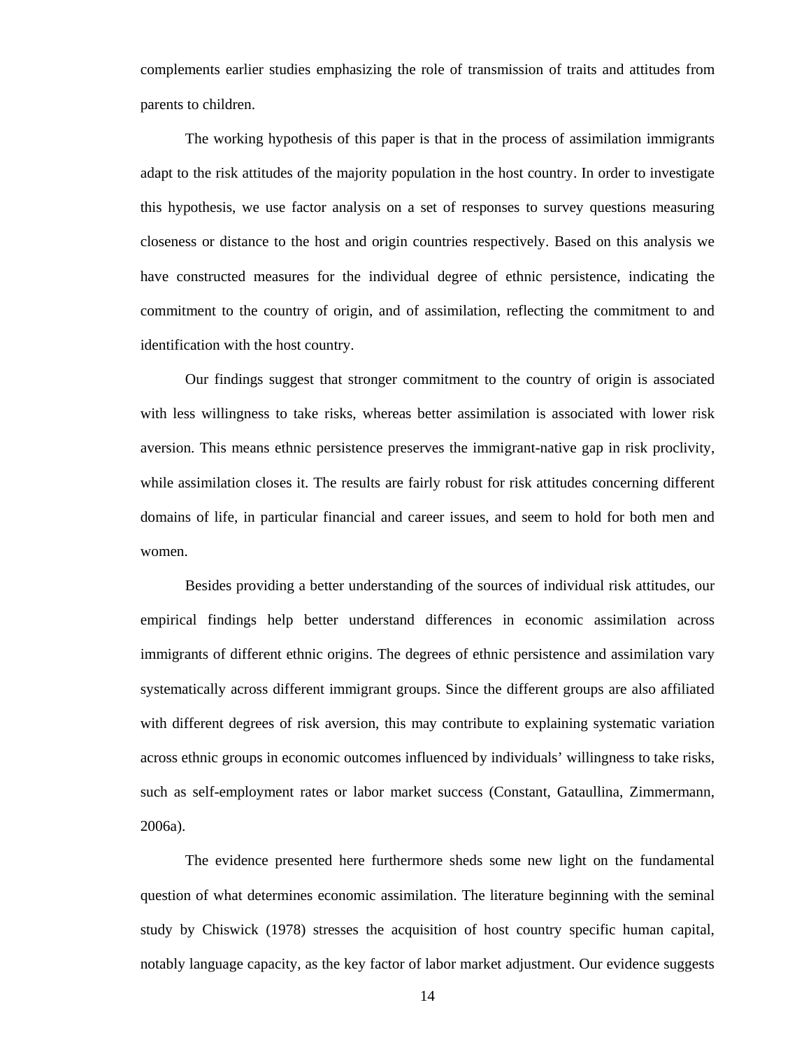complements earlier studies emphasizing the role of transmission of traits and attitudes from parents to children.

The working hypothesis of this paper is that in the process of assimilation immigrants adapt to the risk attitudes of the majority population in the host country. In order to investigate this hypothesis, we use factor analysis on a set of responses to survey questions measuring closeness or distance to the host and origin countries respectively. Based on this analysis we have constructed measures for the individual degree of ethnic persistence, indicating the commitment to the country of origin, and of assimilation, reflecting the commitment to and identification with the host country.

Our findings suggest that stronger commitment to the country of origin is associated with less willingness to take risks, whereas better assimilation is associated with lower risk aversion. This means ethnic persistence preserves the immigrant-native gap in risk proclivity, while assimilation closes it. The results are fairly robust for risk attitudes concerning different domains of life, in particular financial and career issues, and seem to hold for both men and women.

Besides providing a better understanding of the sources of individual risk attitudes, our empirical findings help better understand differences in economic assimilation across immigrants of different ethnic origins. The degrees of ethnic persistence and assimilation vary systematically across different immigrant groups. Since the different groups are also affiliated with different degrees of risk aversion, this may contribute to explaining systematic variation across ethnic groups in economic outcomes influenced by individuals' willingness to take risks, such as self-employment rates or labor market success (Constant, Gataullina, Zimmermann, 2006a).

The evidence presented here furthermore sheds some new light on the fundamental question of what determines economic assimilation. The literature beginning with the seminal study by Chiswick (1978) stresses the acquisition of host country specific human capital, notably language capacity, as the key factor of labor market adjustment. Our evidence suggests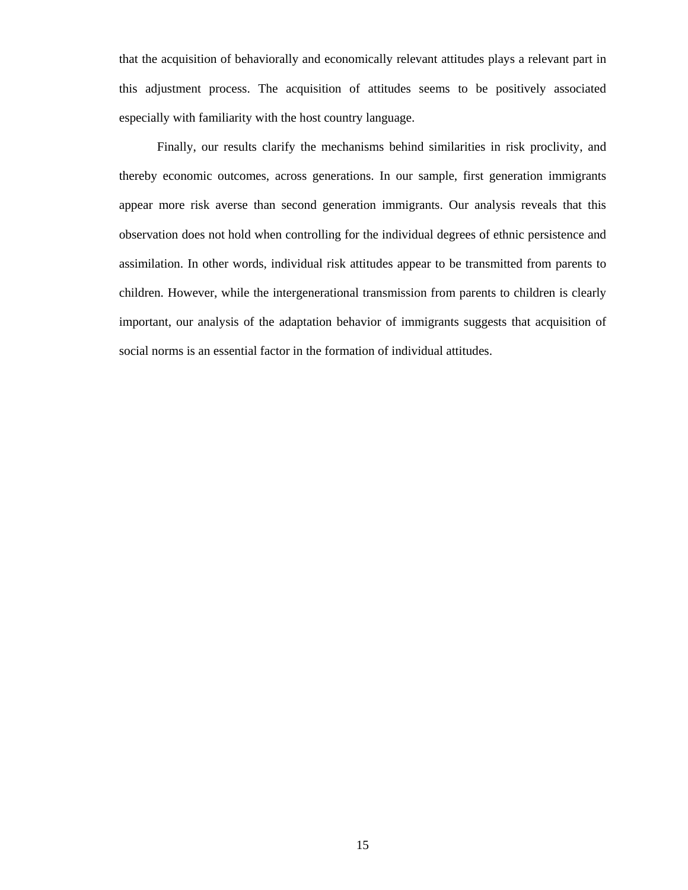that the acquisition of behaviorally and economically relevant attitudes plays a relevant part in this adjustment process. The acquisition of attitudes seems to be positively associated especially with familiarity with the host country language.

Finally, our results clarify the mechanisms behind similarities in risk proclivity, and thereby economic outcomes, across generations. In our sample, first generation immigrants appear more risk averse than second generation immigrants. Our analysis reveals that this observation does not hold when controlling for the individual degrees of ethnic persistence and assimilation. In other words, individual risk attitudes appear to be transmitted from parents to children. However, while the intergenerational transmission from parents to children is clearly important, our analysis of the adaptation behavior of immigrants suggests that acquisition of social norms is an essential factor in the formation of individual attitudes.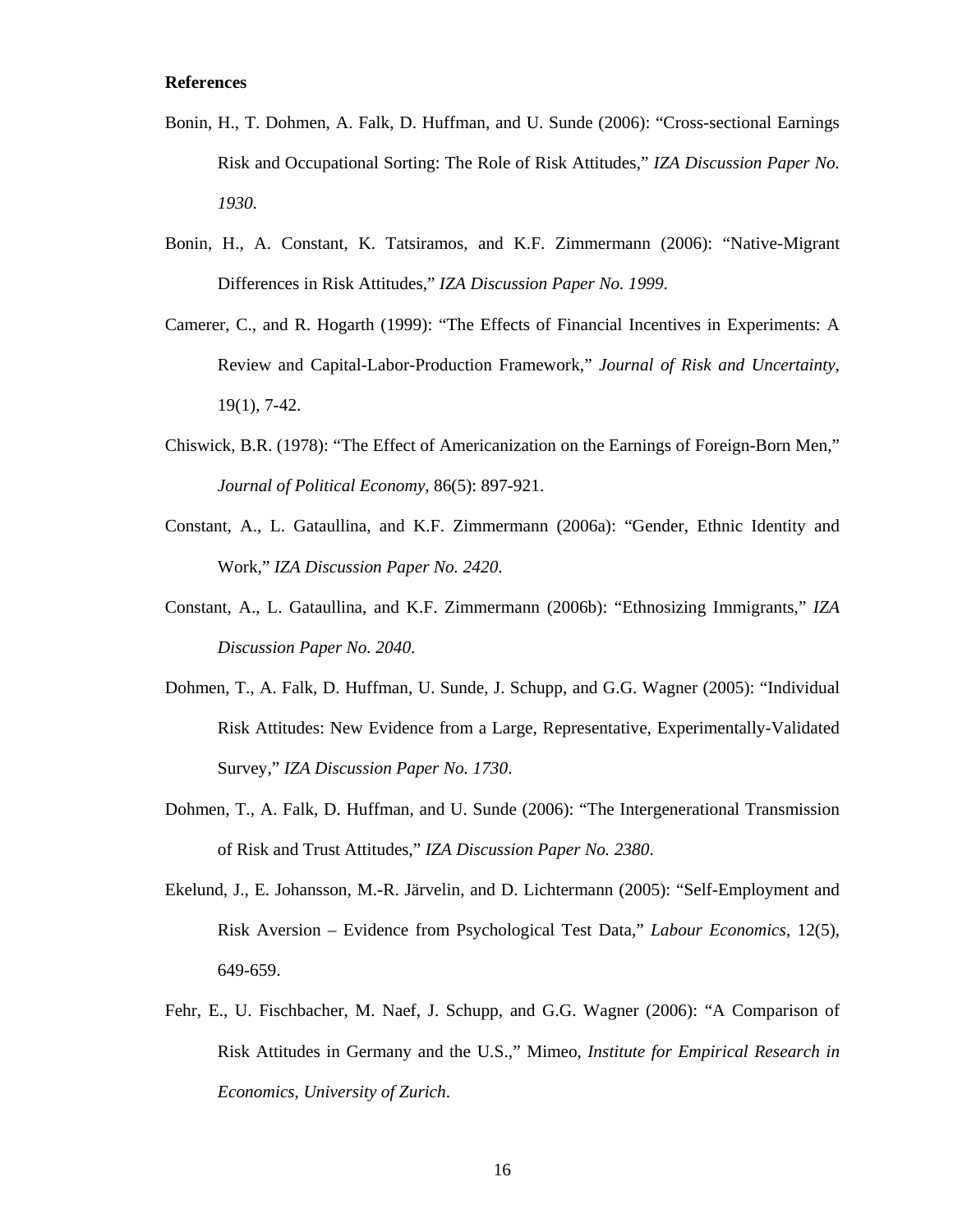**References**

Bonin, H., T. Dohmen, A. Falk, D. Huffman, and U. Sunde (2006): “Cross-sectional Earnings Risk and Occupational Sorting: The Role of Risk Attitudes,” *IZA Discussion Paper No. 1930*.

Bonin, H., A. Constant, K. Tatsiramos, and K.F. Zimmermann (2006): “Native-Migrant Differences in Risk Attitudes,” *IZA Discussion Paper No. 1999*.

Camerer, C., and R. Hogarth (1999): “The Effects of Financial Incentives in Experiments: A Review and Capital-Labor-Production Framework,” *Journal of Risk and Uncertainty*, 19(1), 7-42.

Chiswick, B.R. (1978): “The Effect of Americanization on the Earnings of Foreign-Born Men,” *Journal of Political Economy*, 86(5): 897-921.

Constant, A., L. Gataullina, and K.F. Zimmermann (2006a): “Gender, Ethnic Identity and Work,” *IZA Discussion Paper No. 2420*.

Constant, A., L. Gataullina, and K.F. Zimmermann (2006b): “Ethnosizing Immigrants,” *IZA Discussion Paper No. 2040*.

Dohmen, T., A. Falk, D. Huffman, U. Sunde, J. Schupp, and G.G. Wagner (2005): “Individual Risk Attitudes: New Evidence from a Large, Representative, Experimentally-Validated Survey,” *IZA Discussion Paper No. 1730*.

Dohmen, T., A. Falk, D. Huffman, and U. Sunde (2006): “The Intergenerational Transmission of Risk and Trust Attitudes,” *IZA Discussion Paper No. 2380*.

Ekelund, J., E. Johansson, M.-R. Järvelin, and D. Lichtermann (2005): “Self-Employment and Risk Aversion – Evidence from Psychological Test Data,” *Labour Economics*, 12(5), 649-659.

Fehr, E., U. Fischbacher, M. Naef, J. Schupp, and G.G. Wagner (2006): “A Comparison of Risk Attitudes in Germany and the U.S.,” Mimeo, *Institute for Empirical Research in Economics, University of Zurich*.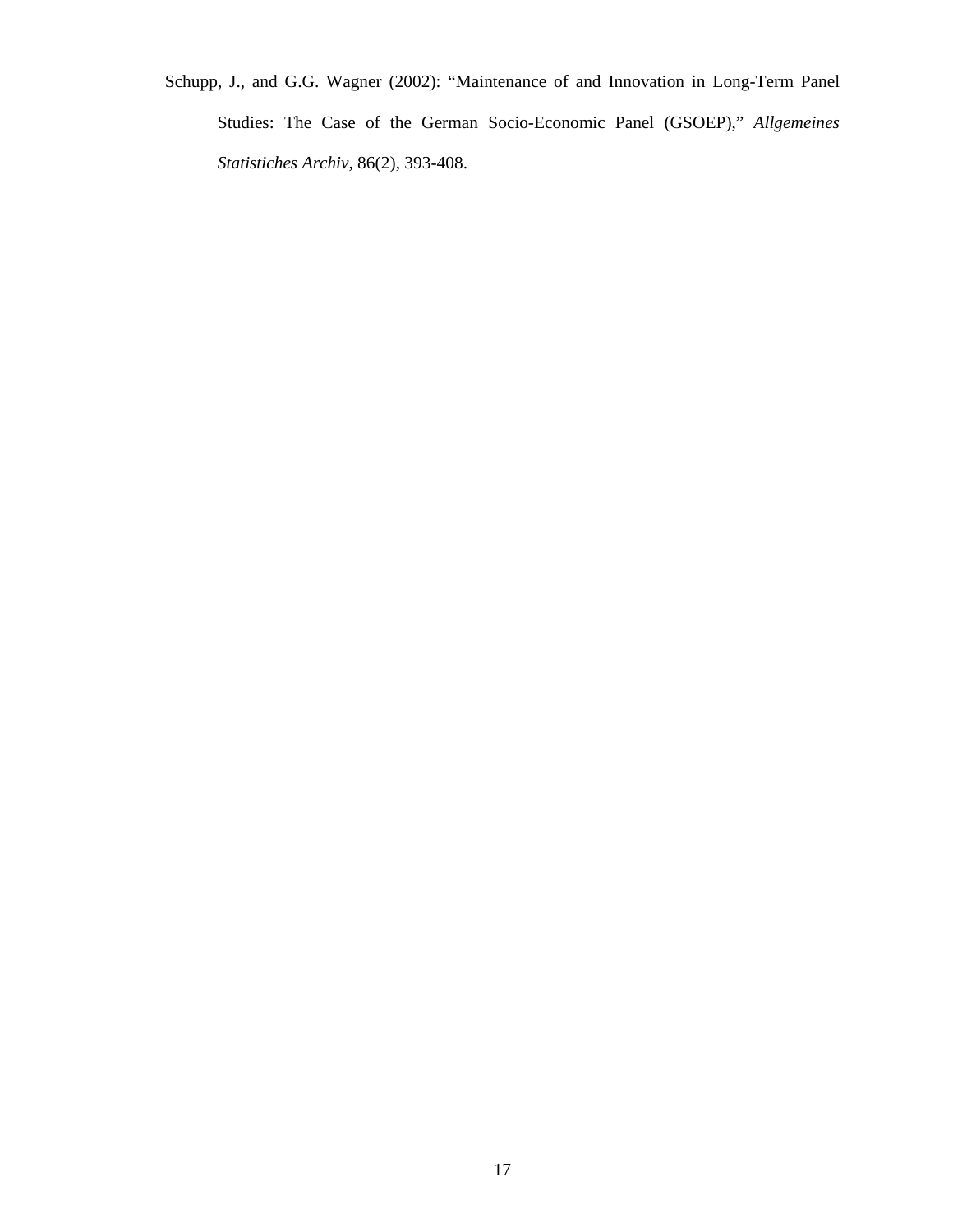Schupp, J., and G.G. Wagner (2002): "Maintenance of and Innovation in Long-Term Panel Studies: The Case of the German Socio-Economic Panel (GSOEP)," *Allgemeines Statistiches Archiv*, 86(2), 393-408.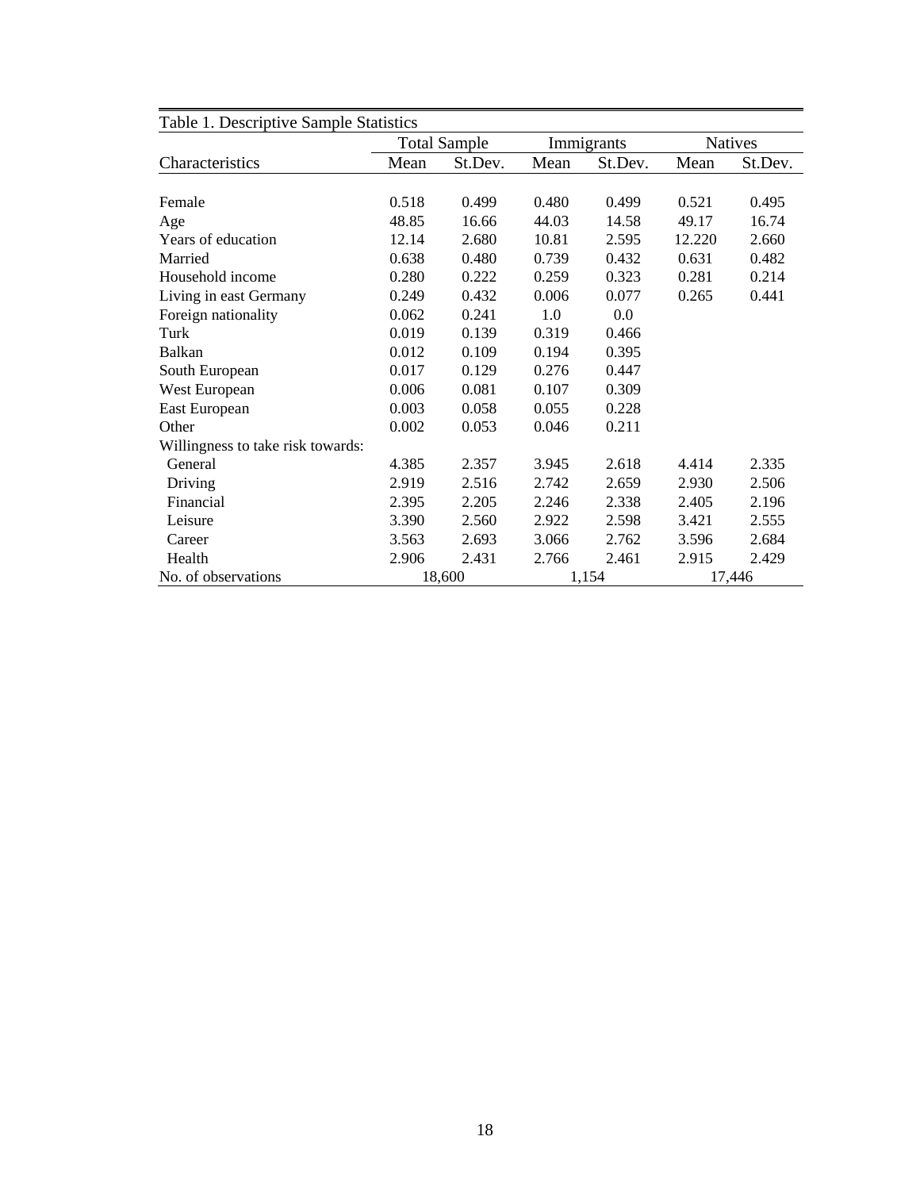Table 1. Descriptive Sample Statistics

| Characteristics | Total Sample | | Immigrants | | Natives | |
|---|---|---|---|---|---|---|
| | Mean | St.Dev. | Mean | St.Dev. | Mean | St.Dev. |
| Female | 0.518 | 0.499 | 0.480 | 0.499 | 0.521 | 0.495 |
| Age | 48.85 | 16.66 | 44.03 | 14.58 | 49.17 | 16.74 |
| Years of education | 12.14 | 2.680 | 10.81 | 2.595 | 12.220 | 2.660 |
| Married | 0.638 | 0.480 | 0.739 | 0.432 | 0.631 | 0.482 |
| Household income | 0.280 | 0.222 | 0.259 | 0.323 | 0.281 | 0.214 |
| Living in east Germany | 0.249 | 0.432 | 0.006 | 0.077 | 0.265 | 0.441 |
| Foreign nationality | 0.062 | 0.241 | 1.0 | 0.0 | | |
| Turk | 0.019 | 0.139 | 0.319 | 0.466 | | |
| Balkan | 0.012 | 0.109 | 0.194 | 0.395 | | |
| South European | 0.017 | 0.129 | 0.276 | 0.447 | | |
| West European | 0.006 | 0.081 | 0.107 | 0.309 | | |
| East European | 0.003 | 0.058 | 0.055 | 0.228 | | |
| Other | 0.002 | 0.053 | 0.046 | 0.211 | | |
| Willingness to take risk towards: | | | | | | |
| General | 4.385 | 2.357 | 3.945 | 2.618 | 4.414 | 2.335 |
| Driving | 2.919 | 2.516 | 2.742 | 2.659 | 2.930 | 2.506 |
| Financial | 2.395 | 2.205 | 2.246 | 2.338 | 2.405 | 2.196 |
| Leisure | 3.390 | 2.560 | 2.922 | 2.598 | 3.421 | 2.555 |
| Career | 3.563 | 2.693 | 3.066 | 2.762 | 3.596 | 2.684 |
| Health | 2.906 | 2.431 | 2.766 | 2.461 | 2.915 | 2.429 |
| No. of observations | 18,600 | | 1,154 | | 17,446 | |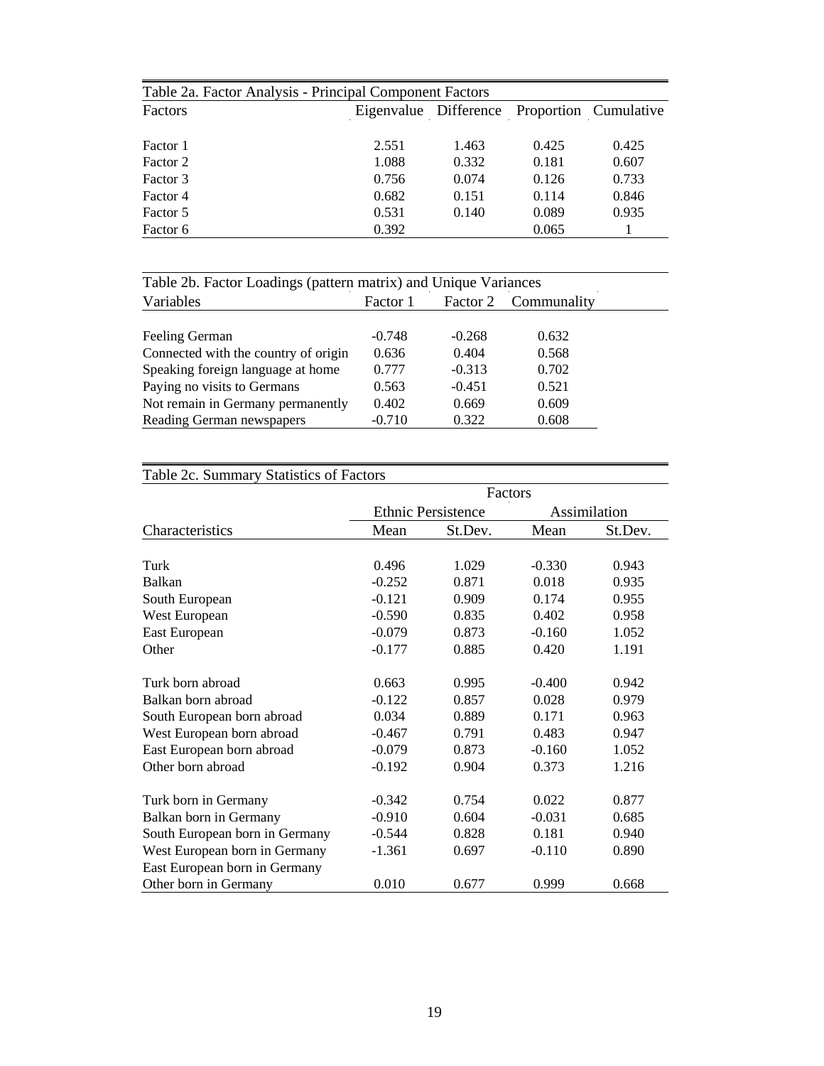Table 2a. Factor Analysis - Principal Component Factors

| Factors | Eigenvalue | Difference | Proportion | Cumulative |
|---|---|---|---|---|
| Factor 1 | 2.551 | 1.463 | 0.425 | 0.425 |
| Factor 2 | 1.088 | 0.332 | 0.181 | 0.607 |
| Factor 3 | 0.756 | 0.074 | 0.126 | 0.733 |
| Factor 4 | 0.682 | 0.151 | 0.114 | 0.846 |
| Factor 5 | 0.531 | 0.140 | 0.089 | 0.935 |
| Factor 6 | 0.392 | | 0.065 | 1 |

Table 2b. Factor Loadings (pattern matrix) and Unique Variances

| Variables | Factor 1 | Factor 2 | Communality |
|---|---|---|---|
| Feeling German | -0.748 | -0.268 | 0.632 |
| Connected with the country of origin | 0.636 | 0.404 | 0.568 |
| Speaking foreign language at home | 0.777 | -0.313 | 0.702 |
| Paying no visits to Germans | 0.563 | -0.451 | 0.521 |
| Not remain in Germany permanently | 0.402 | 0.669 | 0.609 |
| Reading German newspapers | -0.710 | 0.322 | 0.608 |

Table 2c. Summary Statistics of Factors

| | Factors | | | |
|---|---|---|---|---|
| | Ethnic Persistence | | Assimilation | |
| Characteristics | Mean | St.Dev. | Mean | St.Dev. |
| Turk | 0.496 | 1.029 | -0.330 | 0.943 |
| Balkan | -0.252 | 0.871 | 0.018 | 0.935 |
| South European | -0.121 | 0.909 | 0.174 | 0.955 |
| West European | -0.590 | 0.835 | 0.402 | 0.958 |
| East European | -0.079 | 0.873 | -0.160 | 1.052 |
| Other | -0.177 | 0.885 | 0.420 | 1.191 |
| Turk born abroad | 0.663 | 0.995 | -0.400 | 0.942 |
| Balkan born abroad | -0.122 | 0.857 | 0.028 | 0.979 |
| South European born abroad | 0.034 | 0.889 | 0.171 | 0.963 |
| West European born abroad | -0.467 | 0.791 | 0.483 | 0.947 |
| East European born abroad | -0.079 | 0.873 | -0.160 | 1.052 |
| Other born abroad | -0.192 | 0.904 | 0.373 | 1.216 |
| Turk born in Germany | -0.342 | 0.754 | 0.022 | 0.877 |
| Balkan born in Germany | -0.910 | 0.604 | -0.031 | 0.685 |
| South European born in Germany | -0.544 | 0.828 | 0.181 | 0.940 |
| West European born in Germany | -1.361 | 0.697 | -0.110 | 0.890 |
| East European born in Germany | | | | |
| Other born in Germany | 0.010 | 0.677 | 0.999 | 0.668 |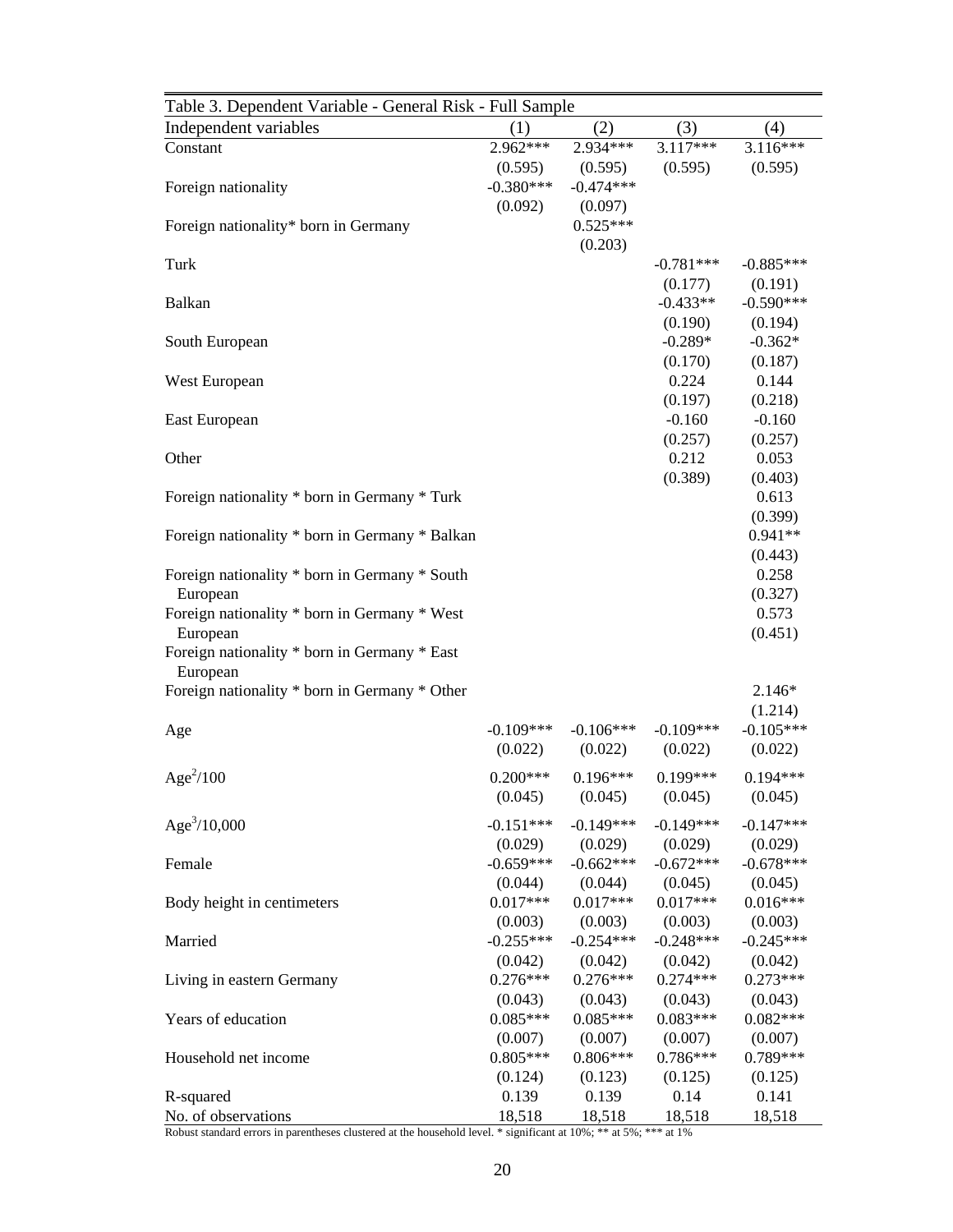Table 3. Dependent Variable - General Risk - Full Sample

| Independent variables | (1) | (2) | (3) | (4) |
|---|---|---|---|---|
| Constant | 2.962*** | 2.934*** | 3.117*** | 3.116*** |
| | (0.595) | (0.595) | (0.595) | (0.595) |
| Foreign nationality | -0.380*** | -0.474*** | | |
| | (0.092) | (0.097) | | |
| Foreign nationality* born in Germany | | 0.525*** | | |
| | | (0.203) | | |
| Turk | | | -0.781*** | -0.885*** |
| | | | (0.177) | (0.191) |
| Balkan | | | -0.433** | -0.590*** |
| | | | (0.190) | (0.194) |
| South European | | | -0.289* | -0.362* |
| | | | (0.170) | (0.187) |
| West European | | | 0.224 | 0.144 |
| | | | (0.197) | (0.218) |
| East European | | | -0.160 | -0.160 |
| | | | (0.257) | (0.257) |
| Other | | | 0.212 | 0.053 |
| | | | (0.389) | (0.403) |
| Foreign nationality * born in Germany * Turk | | | | 0.613 |
| | | | | (0.399) |
| Foreign nationality * born in Germany * Balkan | | | | 0.941** |
| | | | | (0.443) |
| Foreign nationality * born in Germany * South European | | | | 0.258 |
| | | | | (0.327) |
| Foreign nationality * born in Germany * West European | | | | 0.573 |
| | | | | (0.451) |
| Foreign nationality * born in Germany * East European | | | | |
| Foreign nationality * born in Germany * Other | | | | 2.146* |
| | | | | (1.214) |
| Age | -0.109*** | -0.106*** | -0.109*** | -0.105*** |
| | (0.022) | (0.022) | (0.022) | (0.022) |
| $Age^2/100$ | 0.200*** | 0.196*** | 0.199*** | 0.194*** |
| | (0.045) | (0.045) | (0.045) | (0.045) |
| $Age^3/10,000$ | -0.151*** | -0.149*** | -0.149*** | -0.147*** |
| | (0.029) | (0.029) | (0.029) | (0.029) |
| Female | -0.659*** | -0.662*** | -0.672*** | -0.678*** |
| | (0.044) | (0.044) | (0.045) | (0.045) |
| Body height in centimeters | 0.017*** | 0.017*** | 0.017*** | 0.016*** |
| | (0.003) | (0.003) | (0.003) | (0.003) |
| Married | -0.255*** | -0.254*** | -0.248*** | -0.245*** |
| | (0.042) | (0.042) | (0.042) | (0.042) |
| Living in eastern Germany | 0.276*** | 0.276*** | 0.274*** | 0.273*** |
| | (0.043) | (0.043) | (0.043) | (0.043) |
| Years of education | 0.085*** | 0.085*** | 0.083*** | 0.082*** |
| | (0.007) | (0.007) | (0.007) | (0.007) |
| Household net income | 0.805*** | 0.806*** | 0.786*** | 0.789*** |
| | (0.124) | (0.123) | (0.125) | (0.125) |
| R-squared | 0.139 | 0.139 | 0.14 | 0.141 |
| No. of observations | 18,518 | 18,518 | 18,518 | 18,518 |

Robust standard errors in parentheses clustered at the household level. * significant at 10%; ** at 5%; *** at 1%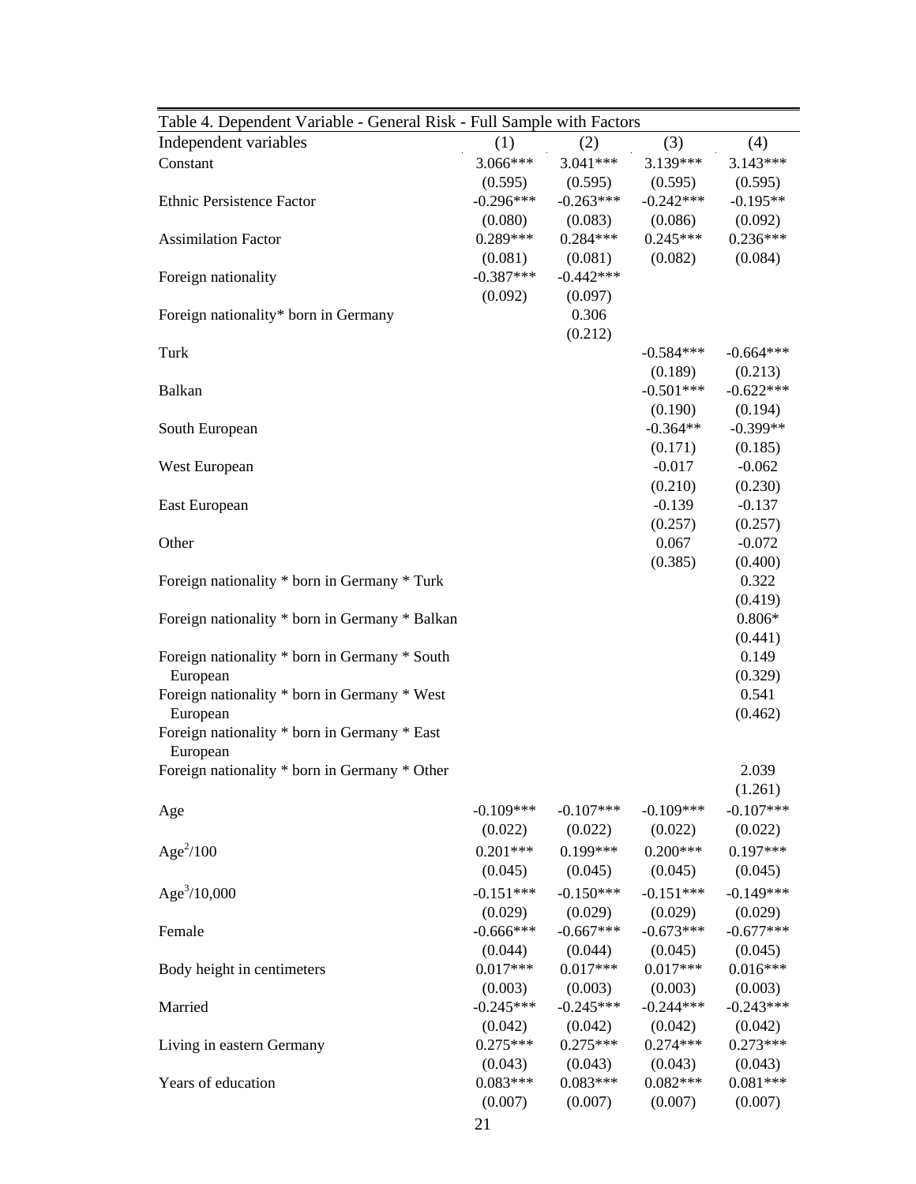Table 4. Dependent Variable - General Risk - Full Sample with Factors

| Independent variables | (1) | (2) | (3) | (4) |
|---|---|---|---|---|
| Constant | 3.066*** | 3.041*** | 3.139*** | 3.143*** |
| | (0.595) | (0.595) | (0.595) | (0.595) |
| Ethnic Persistence Factor | -0.296*** | -0.263*** | -0.242*** | -0.195** |
| | (0.080) | (0.083) | (0.086) | (0.092) |
| Assimilation Factor | 0.289*** | 0.284*** | 0.245*** | 0.236*** |
| | (0.081) | (0.081) | (0.082) | (0.084) |
| Foreign nationality | -0.387*** | -0.442*** | | |
| | (0.092) | (0.097) | | |
| Foreign nationality* born in Germany | | 0.306 | | |
| | | (0.212) | | |
| Turk | | | -0.584*** | -0.664*** |
| | | | (0.189) | (0.213) |
| Balkan | | | -0.501*** | -0.622*** |
| | | | (0.190) | (0.194) |
| South European | | | -0.364** | -0.399** |
| | | | (0.171) | (0.185) |
| West European | | | -0.017 | -0.062 |
| | | | (0.210) | (0.230) |
| East European | | | -0.139 | -0.137 |
| | | | (0.257) | (0.257) |
| Other | | | 0.067 | -0.072 |
| | | | (0.385) | (0.400) |
| Foreign nationality * born in Germany * Turk | | | | 0.322 |
| | | | | (0.419) |
| Foreign nationality * born in Germany * Balkan | | | | 0.806* |
| | | | | (0.441) |
| Foreign nationality * born in Germany * South European | | | | 0.149 |
| | | | | (0.329) |
| Foreign nationality * born in Germany * West European | | | | 0.541 |
| | | | | (0.462) |
| Foreign nationality * born in Germany * East European | | | | |
| Foreign nationality * born in Germany * Other | | | | 2.039 |
| | | | | (1.261) |
| Age | -0.109*** | -0.107*** | -0.109*** | -0.107*** |
| | (0.022) | (0.022) | (0.022) | (0.022) |
| $Age^2/100$ | 0.201*** | 0.199*** | 0.200*** | 0.197*** |
| | (0.045) | (0.045) | (0.045) | (0.045) |
| $Age^3/10{,}000$ | -0.151*** | -0.150*** | -0.151*** | -0.149*** |
| | (0.029) | (0.029) | (0.029) | (0.029) |
| Female | -0.666*** | -0.667*** | -0.673*** | -0.677*** |
| | (0.044) | (0.044) | (0.045) | (0.045) |
| Body height in centimeters | 0.017*** | 0.017*** | 0.017*** | 0.016*** |
| | (0.003) | (0.003) | (0.003) | (0.003) |
| Married | -0.245*** | -0.245*** | -0.244*** | -0.243*** |
| | (0.042) | (0.042) | (0.042) | (0.042) |
| Living in eastern Germany | 0.275*** | 0.275*** | 0.274*** | 0.273*** |
| | (0.043) | (0.043) | (0.043) | (0.043) |
| Years of education | 0.083*** | 0.083*** | 0.082*** | 0.081*** |
| | (0.007) | (0.007) | (0.007) | (0.007) |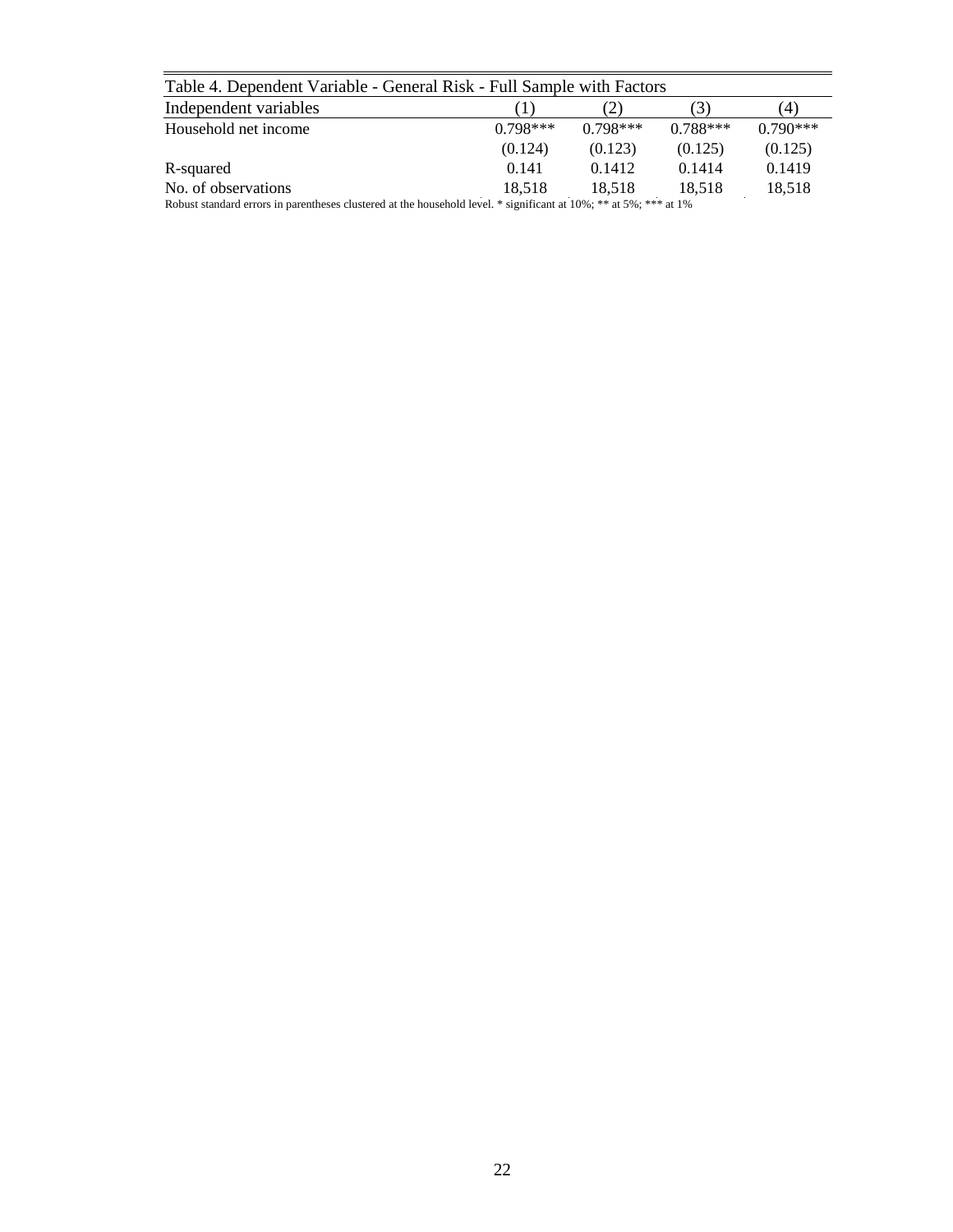Table 4. Dependent Variable - General Risk - Full Sample with Factors

| Independent variables | (1) | (2) | (3) | (4) |
|---|---|---|---|---|
| Household net income | 0.798*** | 0.798*** | 0.788*** | 0.790*** |
| | (0.124) | (0.123) | (0.125) | (0.125) |
| R-squared | 0.141 | 0.1412 | 0.1414 | 0.1419 |
| No. of observations | 18,518 | 18,518 | 18,518 | 18,518 |

Robust standard errors in parentheses clustered at the household level. * significant at 10%; ** at 5%; *** at 1%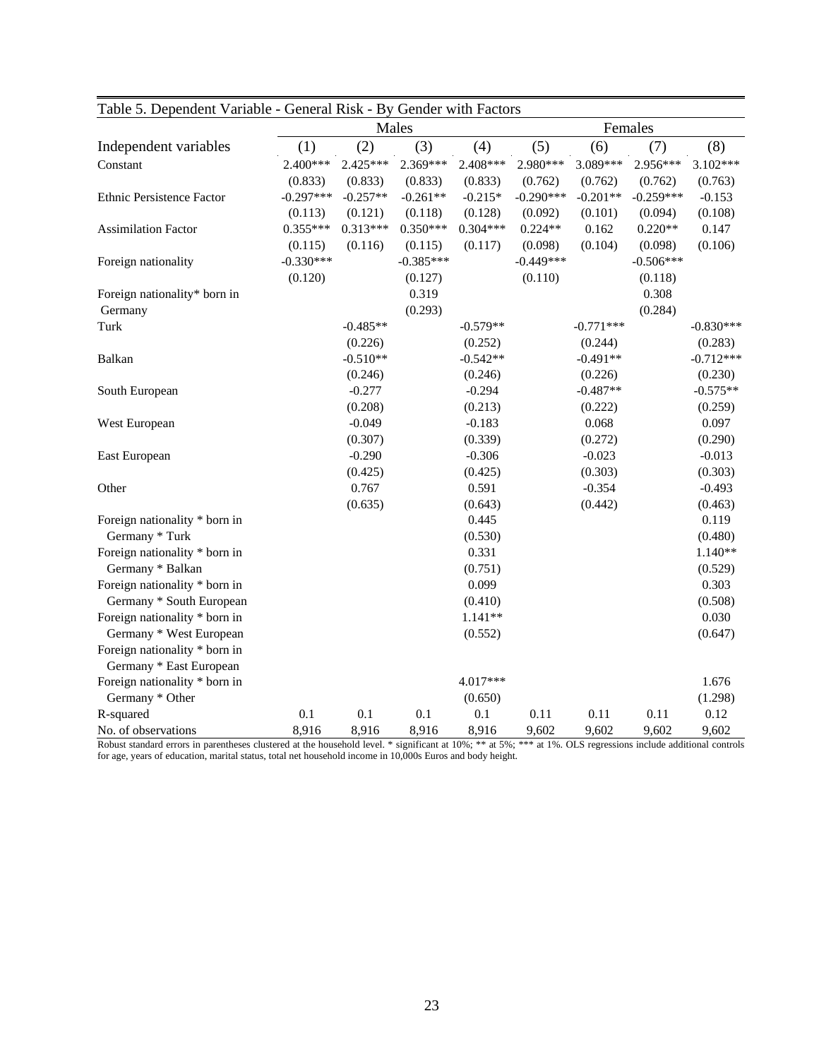Table 5. Dependent Variable - General Risk - By Gender with Factors

| Independent variables | Males (1) | (2) | (3) | (4) | Females (5) | (6) | (7) | (8) |
|---|---|---|---|---|---|---|---|---|
| Constant | 2.400*** | 2.425*** | 2.369*** | 2.408*** | 2.980*** | 3.089*** | 2.956*** | 3.102*** |
| | (0.833) | (0.833) | (0.833) | (0.833) | (0.762) | (0.762) | (0.762) | (0.763) |
| Ethnic Persistence Factor | -0.297*** | -0.257** | -0.261** | -0.215* | -0.290*** | -0.201** | -0.259*** | -0.153 |
| | (0.113) | (0.121) | (0.118) | (0.128) | (0.092) | (0.101) | (0.094) | (0.108) |
| Assimilation Factor | 0.355*** | 0.313*** | 0.350*** | 0.304*** | 0.224** | 0.162 | 0.220** | 0.147 |
| | (0.115) | (0.116) | (0.115) | (0.117) | (0.098) | (0.104) | (0.098) | (0.106) |
| Foreign nationality | -0.330*** | | -0.385*** | | -0.449*** | | -0.506*** | |
| | (0.120) | | (0.127) | | (0.110) | | (0.118) | |
| Foreign nationality* born in Germany | | | 0.319 | | | | 0.308 | |
| | | | (0.293) | | | | (0.284) | |
| Turk | | -0.485** | | -0.579** | | -0.771*** | | -0.830*** |
| | | (0.226) | | (0.252) | | (0.244) | | (0.283) |
| Balkan | | -0.510** | | -0.542** | | -0.491** | | -0.712*** |
| | | (0.246) | | (0.246) | | (0.226) | | (0.230) |
| South European | | -0.277 | | -0.294 | | -0.487** | | -0.575** |
| | | (0.208) | | (0.213) | | (0.222) | | (0.259) |
| West European | | -0.049 | | -0.183 | | 0.068 | | 0.097 |
| | | (0.307) | | (0.339) | | (0.272) | | (0.290) |
| East European | | -0.290 | | -0.306 | | -0.023 | | -0.013 |
| | | (0.425) | | (0.425) | | (0.303) | | (0.303) |
| Other | | 0.767 | | 0.591 | | -0.354 | | -0.493 |
| | | (0.635) | | (0.643) | | (0.442) | | (0.463) |
| Foreign nationality * born in Germany * Turk | | | | 0.445 | | | | 0.119 |
| | | | | (0.530) | | | | (0.480) |
| Foreign nationality * born in Germany * Balkan | | | | 0.331 | | | | 1.140** |
| | | | | (0.751) | | | | (0.529) |
| Foreign nationality * born in Germany * South European | | | | 0.099 | | | | 0.303 |
| | | | | (0.410) | | | | (0.508) |
| Foreign nationality * born in Germany * West European | | | | 1.141** | | | | 0.030 |
| | | | | (0.552) | | | | (0.647) |
| Foreign nationality * born in Germany * East European | | | | | | | | |
| Foreign nationality * born in Germany * Other | | | | 4.017*** | | | | 1.676 |
| | | | | (0.650) | | | | (1.298) |
| R-squared | 0.1 | 0.1 | 0.1 | 0.1 | 0.11 | 0.11 | 0.11 | 0.12 |
| No. of observations | 8,916 | 8,916 | 8,916 | 8,916 | 9,602 | 9,602 | 9,602 | 9,602 |

Robust standard errors in parentheses clustered at the household level. * significant at 10%; ** at 5%; *** at 1%. OLS regressions include additional controls for age, years of education, marital status, total net household income in 10,000s Euros and body height.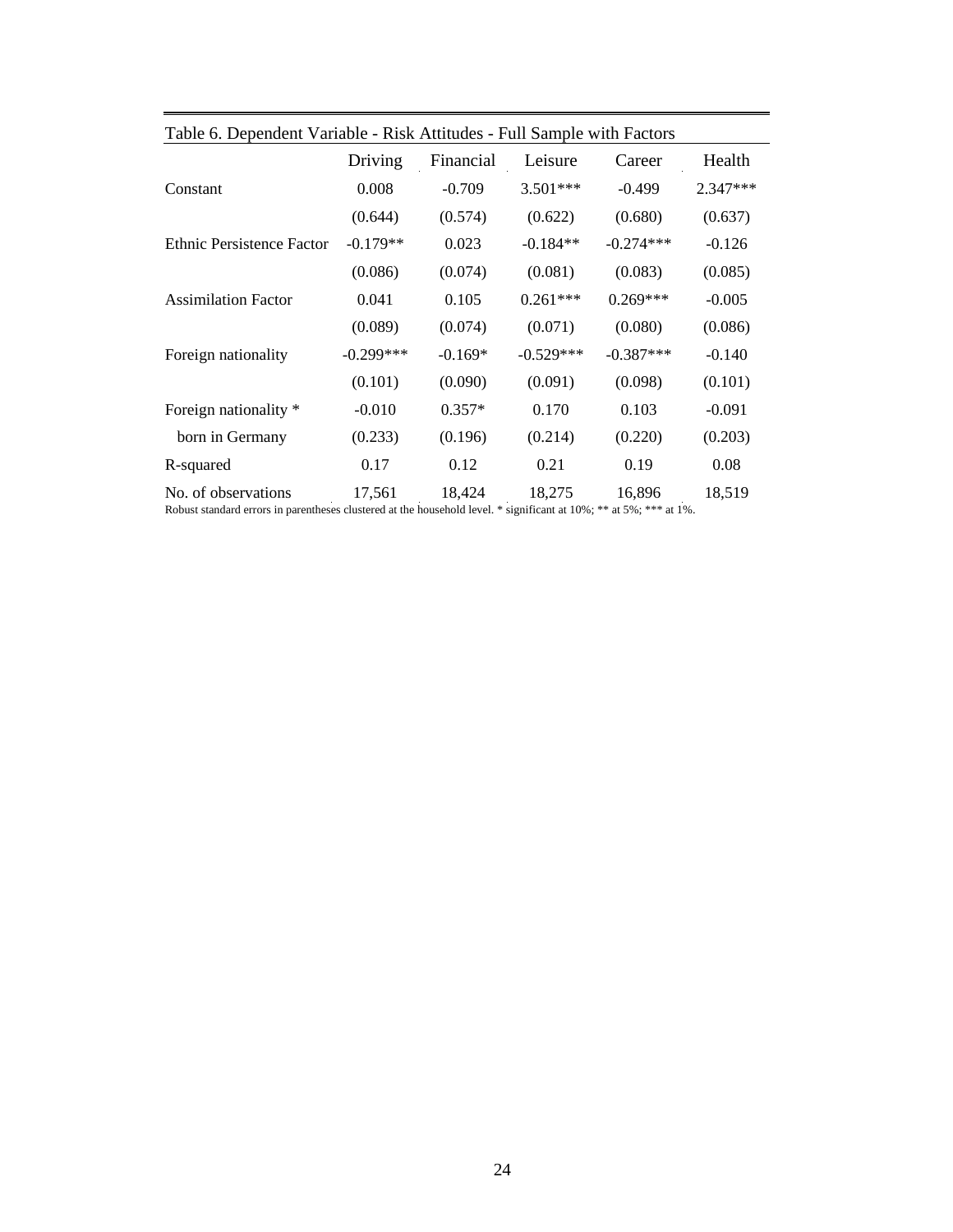Table 6. Dependent Variable - Risk Attitudes - Full Sample with Factors

| | Driving | Financial | Leisure | Career | Health |
|---|---|---|---|---|---|
| Constant | 0.008 | -0.709 | 3.501*** | -0.499 | 2.347*** |
| | (0.644) | (0.574) | (0.622) | (0.680) | (0.637) |
| Ethnic Persistence Factor | -0.179** | 0.023 | -0.184** | -0.274*** | -0.126 |
| | (0.086) | (0.074) | (0.081) | (0.083) | (0.085) |
| Assimilation Factor | 0.041 | 0.105 | 0.261*** | 0.269*** | -0.005 |
| | (0.089) | (0.074) | (0.071) | (0.080) | (0.086) |
| Foreign nationality | -0.299*** | -0.169* | -0.529*** | -0.387*** | -0.140 |
| | (0.101) | (0.090) | (0.091) | (0.098) | (0.101) |
| Foreign nationality * born in Germany | -0.010 | 0.357* | 0.170 | 0.103 | -0.091 |
| | (0.233) | (0.196) | (0.214) | (0.220) | (0.203) |
| R-squared | 0.17 | 0.12 | 0.21 | 0.19 | 0.08 |
| No. of observations | 17,561 | 18,424 | 18,275 | 16,896 | 18,519 |

Robust standard errors in parentheses clustered at the household level. * significant at 10%; ** at 5%; *** at 1%.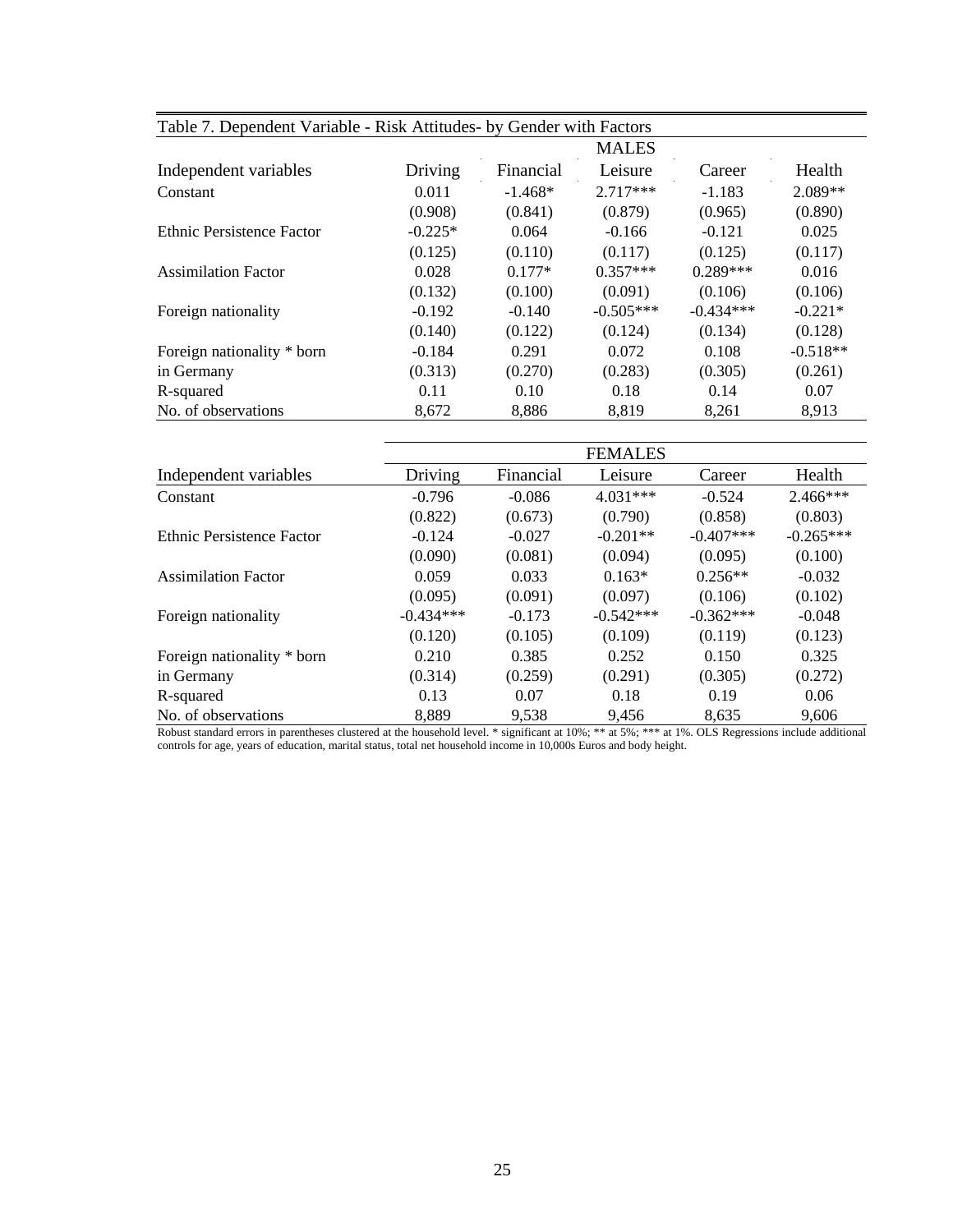Table 7. Dependent Variable - Risk Attitudes- by Gender with Factors

| | MALES | | | | |
|---|---|---|---|---|---|
| Independent variables | Driving | Financial | Leisure | Career | Health |
| Constant | 0.011 | -1.468* | 2.717*** | -1.183 | 2.089** |
| | (0.908) | (0.841) | (0.879) | (0.965) | (0.890) |
| Ethnic Persistence Factor | -0.225* | 0.064 | -0.166 | -0.121 | 0.025 |
| | (0.125) | (0.110) | (0.117) | (0.125) | (0.117) |
| Assimilation Factor | 0.028 | 0.177* | 0.357*** | 0.289*** | 0.016 |
| | (0.132) | (0.100) | (0.091) | (0.106) | (0.106) |
| Foreign nationality | -0.192 | -0.140 | -0.505*** | -0.434*** | -0.221* |
| | (0.140) | (0.122) | (0.124) | (0.134) | (0.128) |
| Foreign nationality * born | -0.184 | 0.291 | 0.072 | 0.108 | -0.518** |
| in Germany | (0.313) | (0.270) | (0.283) | (0.305) | (0.261) |
| R-squared | 0.11 | 0.10 | 0.18 | 0.14 | 0.07 |
| No. of observations | 8,672 | 8,886 | 8,819 | 8,261 | 8,913 |

| | FEMALES | | | | |
|---|---|---|---|---|---|
| Independent variables | Driving | Financial | Leisure | Career | Health |
| Constant | -0.796 | -0.086 | 4.031*** | -0.524 | 2.466*** |
| | (0.822) | (0.673) | (0.790) | (0.858) | (0.803) |
| Ethnic Persistence Factor | -0.124 | -0.027 | -0.201** | -0.407*** | -0.265*** |
| | (0.090) | (0.081) | (0.094) | (0.095) | (0.100) |
| Assimilation Factor | 0.059 | 0.033 | 0.163* | 0.256** | -0.032 |
| | (0.095) | (0.091) | (0.097) | (0.106) | (0.102) |
| Foreign nationality | -0.434*** | -0.173 | -0.542*** | -0.362*** | -0.048 |
| | (0.120) | (0.105) | (0.109) | (0.119) | (0.123) |
| Foreign nationality * born | 0.210 | 0.385 | 0.252 | 0.150 | 0.325 |
| in Germany | (0.314) | (0.259) | (0.291) | (0.305) | (0.272) |
| R-squared | 0.13 | 0.07 | 0.18 | 0.19 | 0.06 |
| No. of observations | 8,889 | 9,538 | 9,456 | 8,635 | 9,606 |

Robust standard errors in parentheses clustered at the household level. * significant at 10%; ** at 5%; *** at 1%. OLS Regressions include additional controls for age, years of education, marital status, total net household income in 10,000s Euros and body height.